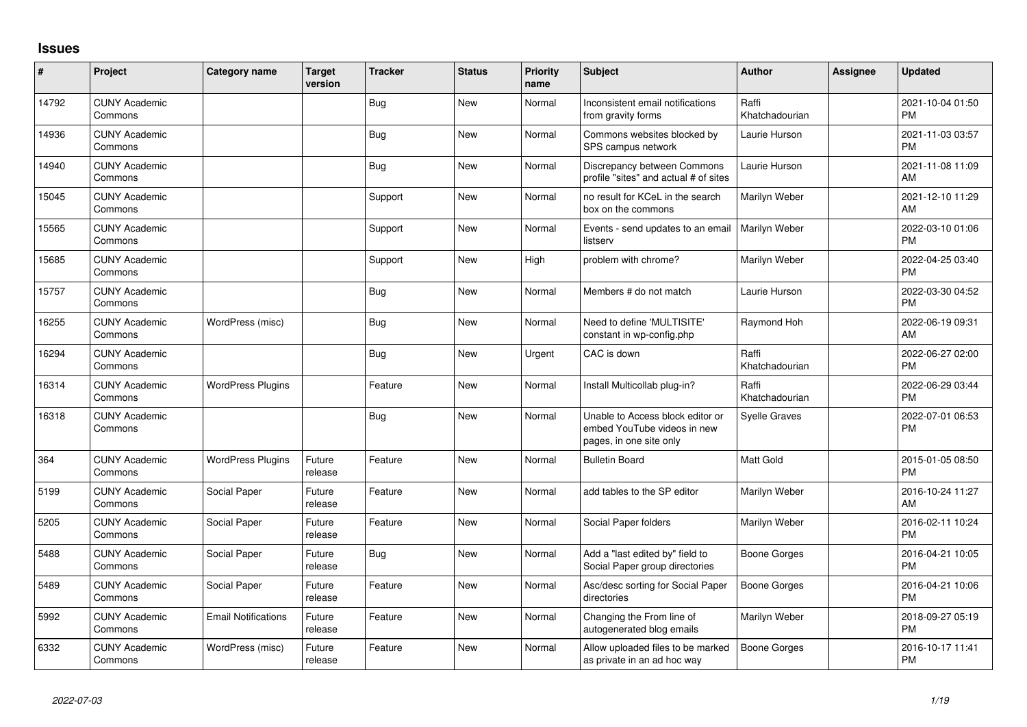## Issues

| # | Project | Category name | Target version | Tracker | Status | Priority name | Subject | Author | Assignee | Updated |
|---|---|---|---|---|---|---|---|---|---|---|
| 14792 | CUNY Academic Commons | | | Bug | New | Normal | Inconsistent email notifications from gravity forms | Raffi Khatchadourian | | 2021-10-04 01:50 PM |
| 14936 | CUNY Academic Commons | | | Bug | New | Normal | Commons websites blocked by SPS campus network | Laurie Hurson | | 2021-11-03 03:57 PM |
| 14940 | CUNY Academic Commons | | | Bug | New | Normal | Discrepancy between Commons profile "sites" and actual # of sites | Laurie Hurson | | 2021-11-08 11:09 AM |
| 15045 | CUNY Academic Commons | | | Support | New | Normal | no result for KCeL in the search box on the commons | Marilyn Weber | | 2021-12-10 11:29 AM |
| 15565 | CUNY Academic Commons | | | Support | New | Normal | Events - send updates to an email listserv | Marilyn Weber | | 2022-03-10 01:06 PM |
| 15685 | CUNY Academic Commons | | | Support | New | High | problem with chrome? | Marilyn Weber | | 2022-04-25 03:40 PM |
| 15757 | CUNY Academic Commons | | | Bug | New | Normal | Members # do not match | Laurie Hurson | | 2022-03-30 04:52 PM |
| 16255 | CUNY Academic Commons | WordPress (misc) | | Bug | New | Normal | Need to define 'MULTISITE' constant in wp-config.php | Raymond Hoh | | 2022-06-19 09:31 AM |
| 16294 | CUNY Academic Commons | | | Bug | New | Urgent | CAC is down | Raffi Khatchadourian | | 2022-06-27 02:00 PM |
| 16314 | CUNY Academic Commons | WordPress Plugins | | Feature | New | Normal | Install Multicollab plug-in? | Raffi Khatchadourian | | 2022-06-29 03:44 PM |
| 16318 | CUNY Academic Commons | | | Bug | New | Normal | Unable to Access block editor or embed YouTube videos in new pages, in one site only | Syelle Graves | | 2022-07-01 06:53 PM |
| 364 | CUNY Academic Commons | WordPress Plugins | Future release | Feature | New | Normal | Bulletin Board | Matt Gold | | 2015-01-05 08:50 PM |
| 5199 | CUNY Academic Commons | Social Paper | Future release | Feature | New | Normal | add tables to the SP editor | Marilyn Weber | | 2016-10-24 11:27 AM |
| 5205 | CUNY Academic Commons | Social Paper | Future release | Feature | New | Normal | Social Paper folders | Marilyn Weber | | 2016-02-11 10:24 PM |
| 5488 | CUNY Academic Commons | Social Paper | Future release | Bug | New | Normal | Add a "last edited by" field to Social Paper group directories | Boone Gorges | | 2016-04-21 10:05 PM |
| 5489 | CUNY Academic Commons | Social Paper | Future release | Feature | New | Normal | Asc/desc sorting for Social Paper directories | Boone Gorges | | 2016-04-21 10:06 PM |
| 5992 | CUNY Academic Commons | Email Notifications | Future release | Feature | New | Normal | Changing the From line of autogenerated blog emails | Marilyn Weber | | 2018-09-27 05:19 PM |
| 6332 | CUNY Academic Commons | WordPress (misc) | Future release | Feature | New | Normal | Allow uploaded files to be marked as private in an ad hoc way | Boone Gorges | | 2016-10-17 11:41 PM |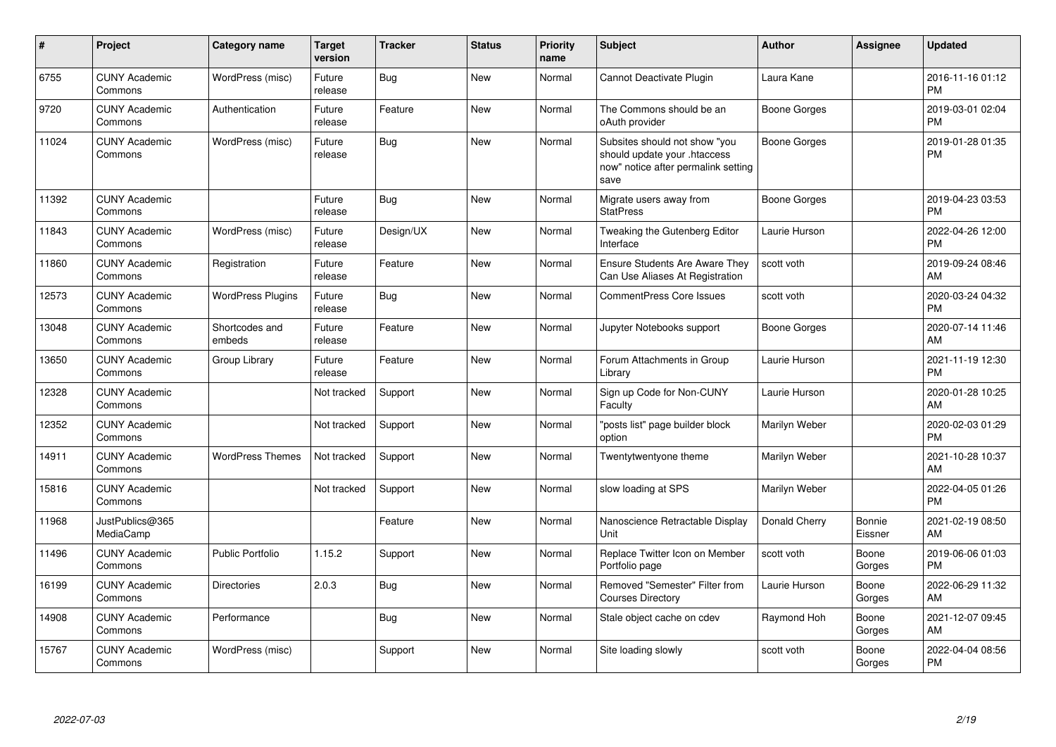| # | Project | Category name | Target version | Tracker | Status | Priority name | Subject | Author | Assignee | Updated |
|---|---|---|---|---|---|---|---|---|---|---|
| 6755 | CUNY Academic Commons | WordPress (misc) | Future release | Bug | New | Normal | Cannot Deactivate Plugin | Laura Kane | | 2016-11-16 01:12 PM |
| 9720 | CUNY Academic Commons | Authentication | Future release | Feature | New | Normal | The Commons should be an oAuth provider | Boone Gorges | | 2019-03-01 02:04 PM |
| 11024 | CUNY Academic Commons | WordPress (misc) | Future release | Bug | New | Normal | Subsites should not show "you should update your .htaccess now" notice after permalink setting save | Boone Gorges | | 2019-01-28 01:35 PM |
| 11392 | CUNY Academic Commons | | Future release | Bug | New | Normal | Migrate users away from StatPress | Boone Gorges | | 2019-04-23 03:53 PM |
| 11843 | CUNY Academic Commons | WordPress (misc) | Future release | Design/UX | New | Normal | Tweaking the Gutenberg Editor Interface | Laurie Hurson | | 2022-04-26 12:00 PM |
| 11860 | CUNY Academic Commons | Registration | Future release | Feature | New | Normal | Ensure Students Are Aware They Can Use Aliases At Registration | scott voth | | 2019-09-24 08:46 AM |
| 12573 | CUNY Academic Commons | WordPress Plugins | Future release | Bug | New | Normal | CommentPress Core Issues | scott voth | | 2020-03-24 04:32 PM |
| 13048 | CUNY Academic Commons | Shortcodes and embeds | Future release | Feature | New | Normal | Jupyter Notebooks support | Boone Gorges | | 2020-07-14 11:46 AM |
| 13650 | CUNY Academic Commons | Group Library | Future release | Feature | New | Normal | Forum Attachments in Group Library | Laurie Hurson | | 2021-11-19 12:30 PM |
| 12328 | CUNY Academic Commons | | Not tracked | Support | New | Normal | Sign up Code for Non-CUNY Faculty | Laurie Hurson | | 2020-01-28 10:25 AM |
| 12352 | CUNY Academic Commons | | Not tracked | Support | New | Normal | "posts list" page builder block option | Marilyn Weber | | 2020-02-03 01:29 PM |
| 14911 | CUNY Academic Commons | WordPress Themes | Not tracked | Support | New | Normal | Twentytwentyone theme | Marilyn Weber | | 2021-10-28 10:37 AM |
| 15816 | CUNY Academic Commons | | Not tracked | Support | New | Normal | slow loading at SPS | Marilyn Weber | | 2022-04-05 01:26 PM |
| 11968 | JustPublics@365 MediaCamp | | | Feature | New | Normal | Nanoscience Retractable Display Unit | Donald Cherry | Bonnie Eissner | 2021-02-19 08:50 AM |
| 11496 | CUNY Academic Commons | Public Portfolio | 1.15.2 | Support | New | Normal | Replace Twitter Icon on Member Portfolio page | scott voth | Boone Gorges | 2019-06-06 01:03 PM |
| 16199 | CUNY Academic Commons | Directories | 2.0.3 | Bug | New | Normal | Removed "Semester" Filter from Courses Directory | Laurie Hurson | Boone Gorges | 2022-06-29 11:32 AM |
| 14908 | CUNY Academic Commons | Performance | | Bug | New | Normal | Stale object cache on cdev | Raymond Hoh | Boone Gorges | 2021-12-07 09:45 AM |
| 15767 | CUNY Academic Commons | WordPress (misc) | | Support | New | Normal | Site loading slowly | scott voth | Boone Gorges | 2022-04-04 08:56 PM |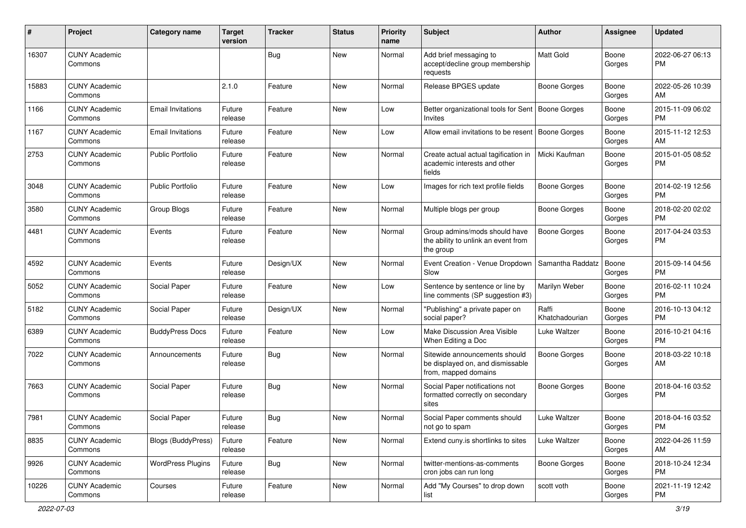| # | Project | Category name | Target version | Tracker | Status | Priority name | Subject | Author | Assignee | Updated |
|---|---|---|---|---|---|---|---|---|---|---|
| 16307 | CUNY Academic Commons | | | Bug | New | Normal | Add brief messaging to accept/decline group membership requests | Matt Gold | Boone Gorges | 2022-06-27 06:13 PM |
| 15883 | CUNY Academic Commons | | 2.1.0 | Feature | New | Normal | Release BPGES update | Boone Gorges | Boone Gorges | 2022-05-26 10:39 AM |
| 1166 | CUNY Academic Commons | Email Invitations | Future release | Feature | New | Low | Better organizational tools for Sent Invites | Boone Gorges | Boone Gorges | 2015-11-09 06:02 PM |
| 1167 | CUNY Academic Commons | Email Invitations | Future release | Feature | New | Low | Allow email invitations to be resent | Boone Gorges | Boone Gorges | 2015-11-12 12:53 AM |
| 2753 | CUNY Academic Commons | Public Portfolio | Future release | Feature | New | Normal | Create actual actual tagification in academic interests and other fields | Micki Kaufman | Boone Gorges | 2015-01-05 08:52 PM |
| 3048 | CUNY Academic Commons | Public Portfolio | Future release | Feature | New | Low | Images for rich text profile fields | Boone Gorges | Boone Gorges | 2014-02-19 12:56 PM |
| 3580 | CUNY Academic Commons | Group Blogs | Future release | Feature | New | Normal | Multiple blogs per group | Boone Gorges | Boone Gorges | 2018-02-20 02:02 PM |
| 4481 | CUNY Academic Commons | Events | Future release | Feature | New | Normal | Group admins/mods should have the ability to unlink an event from the group | Boone Gorges | Boone Gorges | 2017-04-24 03:53 PM |
| 4592 | CUNY Academic Commons | Events | Future release | Design/UX | New | Normal | Event Creation - Venue Dropdown Slow | Samantha Raddatz | Boone Gorges | 2015-09-14 04:56 PM |
| 5052 | CUNY Academic Commons | Social Paper | Future release | Feature | New | Low | Sentence by sentence or line by line comments (SP suggestion #3) | Marilyn Weber | Boone Gorges | 2016-02-11 10:24 PM |
| 5182 | CUNY Academic Commons | Social Paper | Future release | Design/UX | New | Normal | "Publishing" a private paper on social paper? | Raffi Khatchadourian | Boone Gorges | 2016-10-13 04:12 PM |
| 6389 | CUNY Academic Commons | BuddyPress Docs | Future release | Feature | New | Low | Make Discussion Area Visible When Editing a Doc | Luke Waltzer | Boone Gorges | 2016-10-21 04:16 PM |
| 7022 | CUNY Academic Commons | Announcements | Future release | Bug | New | Normal | Sitewide announcements should be displayed on, and dismissable from, mapped domains | Boone Gorges | Boone Gorges | 2018-03-22 10:18 AM |
| 7663 | CUNY Academic Commons | Social Paper | Future release | Bug | New | Normal | Social Paper notifications not formatted correctly on secondary sites | Boone Gorges | Boone Gorges | 2018-04-16 03:52 PM |
| 7981 | CUNY Academic Commons | Social Paper | Future release | Bug | New | Normal | Social Paper comments should not go to spam | Luke Waltzer | Boone Gorges | 2018-04-16 03:52 PM |
| 8835 | CUNY Academic Commons | Blogs (BuddyPress) | Future release | Feature | New | Normal | Extend cuny.is shortlinks to sites | Luke Waltzer | Boone Gorges | 2022-04-26 11:59 AM |
| 9926 | CUNY Academic Commons | WordPress Plugins | Future release | Bug | New | Normal | twitter-mentions-as-comments cron jobs can run long | Boone Gorges | Boone Gorges | 2018-10-24 12:34 PM |
| 10226 | CUNY Academic Commons | Courses | Future release | Feature | New | Normal | Add "My Courses" to drop down list | scott voth | Boone Gorges | 2021-11-19 12:42 PM |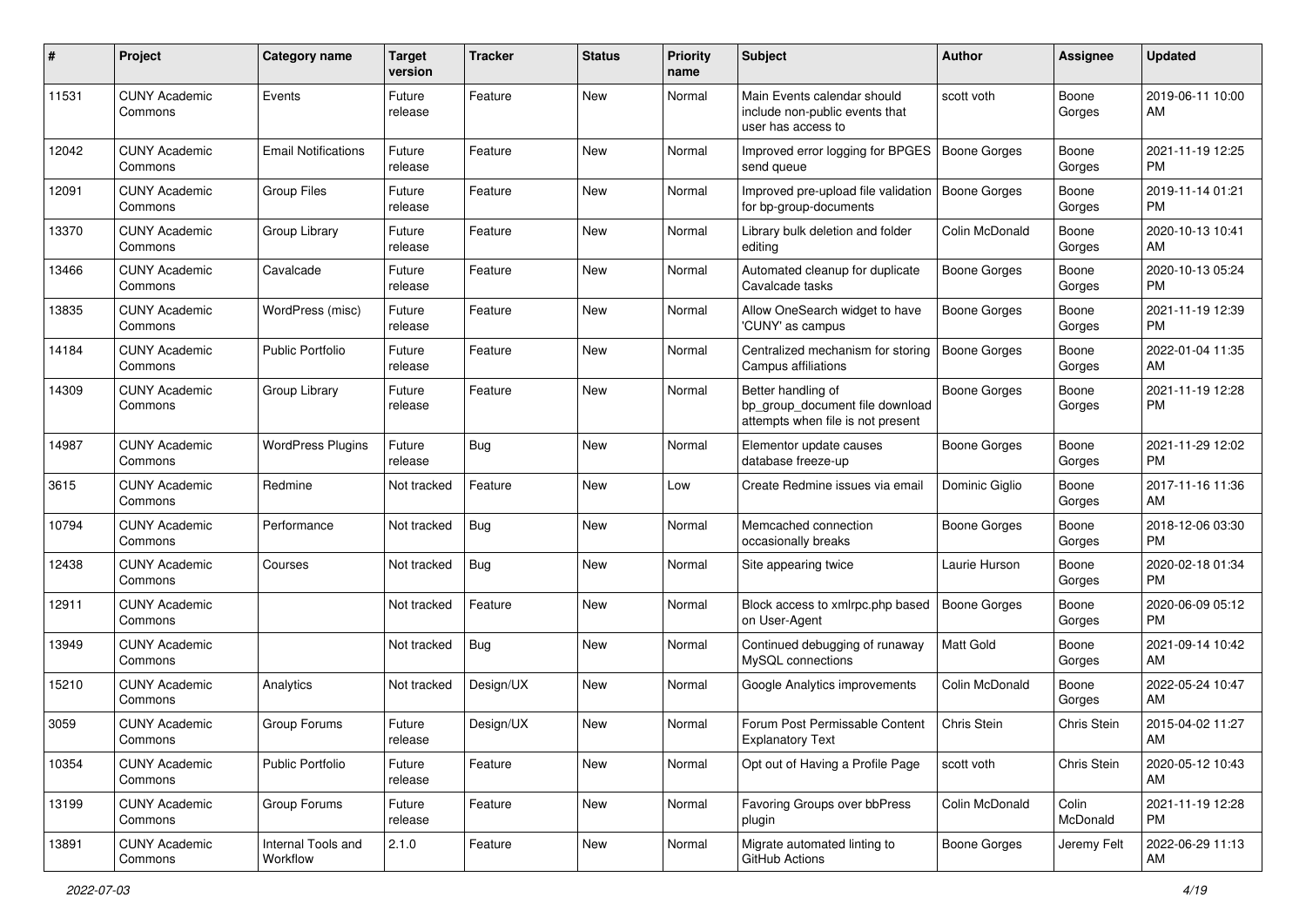| # | Project | Category name | Target version | Tracker | Status | Priority name | Subject | Author | Assignee | Updated |
|---|---|---|---|---|---|---|---|---|---|---|
| 11531 | CUNY Academic Commons | Events | Future release | Feature | New | Normal | Main Events calendar should include non-public events that user has access to | scott voth | Boone Gorges | 2019-06-11 10:00 AM |
| 12042 | CUNY Academic Commons | Email Notifications | Future release | Feature | New | Normal | Improved error logging for BPGES send queue | Boone Gorges | Boone Gorges | 2021-11-19 12:25 PM |
| 12091 | CUNY Academic Commons | Group Files | Future release | Feature | New | Normal | Improved pre-upload file validation for bp-group-documents | Boone Gorges | Boone Gorges | 2019-11-14 01:21 PM |
| 13370 | CUNY Academic Commons | Group Library | Future release | Feature | New | Normal | Library bulk deletion and folder editing | Colin McDonald | Boone Gorges | 2020-10-13 10:41 AM |
| 13466 | CUNY Academic Commons | Cavalcade | Future release | Feature | New | Normal | Automated cleanup for duplicate Cavalcade tasks | Boone Gorges | Boone Gorges | 2020-10-13 05:24 PM |
| 13835 | CUNY Academic Commons | WordPress (misc) | Future release | Feature | New | Normal | Allow OneSearch widget to have 'CUNY' as campus | Boone Gorges | Boone Gorges | 2021-11-19 12:39 PM |
| 14184 | CUNY Academic Commons | Public Portfolio | Future release | Feature | New | Normal | Centralized mechanism for storing Campus affiliations | Boone Gorges | Boone Gorges | 2022-01-04 11:35 AM |
| 14309 | CUNY Academic Commons | Group Library | Future release | Feature | New | Normal | Better handling of bp_group_document file download attempts when file is not present | Boone Gorges | Boone Gorges | 2021-11-19 12:28 PM |
| 14987 | CUNY Academic Commons | WordPress Plugins | Future release | Bug | New | Normal | Elementor update causes database freeze-up | Boone Gorges | Boone Gorges | 2021-11-29 12:02 PM |
| 3615 | CUNY Academic Commons | Redmine | Not tracked | Feature | New | Low | Create Redmine issues via email | Dominic Giglio | Boone Gorges | 2017-11-16 11:36 AM |
| 10794 | CUNY Academic Commons | Performance | Not tracked | Bug | New | Normal | Memcached connection occasionally breaks | Boone Gorges | Boone Gorges | 2018-12-06 03:30 PM |
| 12438 | CUNY Academic Commons | Courses | Not tracked | Bug | New | Normal | Site appearing twice | Laurie Hurson | Boone Gorges | 2020-02-18 01:34 PM |
| 12911 | CUNY Academic Commons | | Not tracked | Feature | New | Normal | Block access to xmlrpc.php based on User-Agent | Boone Gorges | Boone Gorges | 2020-06-09 05:12 PM |
| 13949 | CUNY Academic Commons | | Not tracked | Bug | New | Normal | Continued debugging of runaway MySQL connections | Matt Gold | Boone Gorges | 2021-09-14 10:42 AM |
| 15210 | CUNY Academic Commons | Analytics | Not tracked | Design/UX | New | Normal | Google Analytics improvements | Colin McDonald | Boone Gorges | 2022-05-24 10:47 AM |
| 3059 | CUNY Academic Commons | Group Forums | Future release | Design/UX | New | Normal | Forum Post Permissable Content Explanatory Text | Chris Stein | Chris Stein | 2015-04-02 11:27 AM |
| 10354 | CUNY Academic Commons | Public Portfolio | Future release | Feature | New | Normal | Opt out of Having a Profile Page | scott voth | Chris Stein | 2020-05-12 10:43 AM |
| 13199 | CUNY Academic Commons | Group Forums | Future release | Feature | New | Normal | Favoring Groups over bbPress plugin | Colin McDonald | Colin McDonald | 2021-11-19 12:28 PM |
| 13891 | CUNY Academic Commons | Internal Tools and Workflow | 2.1.0 | Feature | New | Normal | Migrate automated linting to GitHub Actions | Boone Gorges | Jeremy Felt | 2022-06-29 11:13 AM |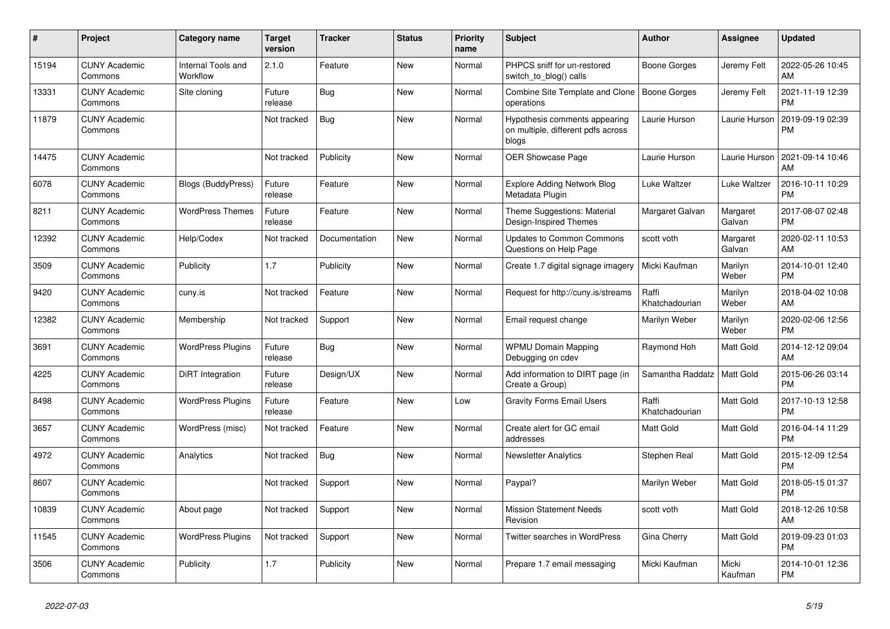| # | Project | Category name | Target version | Tracker | Status | Priority name | Subject | Author | Assignee | Updated |
|---|---|---|---|---|---|---|---|---|---|---|
| 15194 | CUNY Academic Commons | Internal Tools and Workflow | 2.1.0 | Feature | New | Normal | PHPCS sniff for un-restored switch_to_blog() calls | Boone Gorges | Jeremy Felt | 2022-05-26 10:45 AM |
| 13331 | CUNY Academic Commons | Site cloning | Future release | Bug | New | Normal | Combine Site Template and Clone operations | Boone Gorges | Jeremy Felt | 2021-11-19 12:39 PM |
| 11879 | CUNY Academic Commons | | Not tracked | Bug | New | Normal | Hypothesis comments appearing on multiple, different pdfs across blogs | Laurie Hurson | Laurie Hurson | 2019-09-19 02:39 PM |
| 14475 | CUNY Academic Commons | | Not tracked | Publicity | New | Normal | OER Showcase Page | Laurie Hurson | Laurie Hurson | 2021-09-14 10:46 AM |
| 6078 | CUNY Academic Commons | Blogs (BuddyPress) | Future release | Feature | New | Normal | Explore Adding Network Blog Metadata Plugin | Luke Waltzer | Luke Waltzer | 2016-10-11 10:29 PM |
| 8211 | CUNY Academic Commons | WordPress Themes | Future release | Feature | New | Normal | Theme Suggestions: Material Design-Inspired Themes | Margaret Galvan | Margaret Galvan | 2017-08-07 02:48 PM |
| 12392 | CUNY Academic Commons | Help/Codex | Not tracked | Documentation | New | Normal | Updates to Common Commons Questions on Help Page | scott voth | Margaret Galvan | 2020-02-11 10:53 AM |
| 3509 | CUNY Academic Commons | Publicity | 1.7 | Publicity | New | Normal | Create 1.7 digital signage imagery | Micki Kaufman | Marilyn Weber | 2014-10-01 12:40 PM |
| 9420 | CUNY Academic Commons | cuny.is | Not tracked | Feature | New | Normal | Request for http://cuny.is/streams | Raffi Khatchadourian | Marilyn Weber | 2018-04-02 10:08 AM |
| 12382 | CUNY Academic Commons | Membership | Not tracked | Support | New | Normal | Email request change | Marilyn Weber | Marilyn Weber | 2020-02-06 12:56 PM |
| 3691 | CUNY Academic Commons | WordPress Plugins | Future release | Bug | New | Normal | WPMU Domain Mapping Debugging on cdev | Raymond Hoh | Matt Gold | 2014-12-12 09:04 AM |
| 4225 | CUNY Academic Commons | DiRT Integration | Future release | Design/UX | New | Normal | Add information to DIRT page (in Create a Group) | Samantha Raddatz | Matt Gold | 2015-06-26 03:14 PM |
| 8498 | CUNY Academic Commons | WordPress Plugins | Future release | Feature | New | Low | Gravity Forms Email Users | Raffi Khatchadourian | Matt Gold | 2017-10-13 12:58 PM |
| 3657 | CUNY Academic Commons | WordPress (misc) | Not tracked | Feature | New | Normal | Create alert for GC email addresses | Matt Gold | Matt Gold | 2016-04-14 11:29 PM |
| 4972 | CUNY Academic Commons | Analytics | Not tracked | Bug | New | Normal | Newsletter Analytics | Stephen Real | Matt Gold | 2015-12-09 12:54 PM |
| 8607 | CUNY Academic Commons | | Not tracked | Support | New | Normal | Paypal? | Marilyn Weber | Matt Gold | 2018-05-15 01:37 PM |
| 10839 | CUNY Academic Commons | About page | Not tracked | Support | New | Normal | Mission Statement Needs Revision | scott voth | Matt Gold | 2018-12-26 10:58 AM |
| 11545 | CUNY Academic Commons | WordPress Plugins | Not tracked | Support | New | Normal | Twitter searches in WordPress | Gina Cherry | Matt Gold | 2019-09-23 01:03 PM |
| 3506 | CUNY Academic Commons | Publicity | 1.7 | Publicity | New | Normal | Prepare 1.7 email messaging | Micki Kaufman | Micki Kaufman | 2014-10-01 12:36 PM |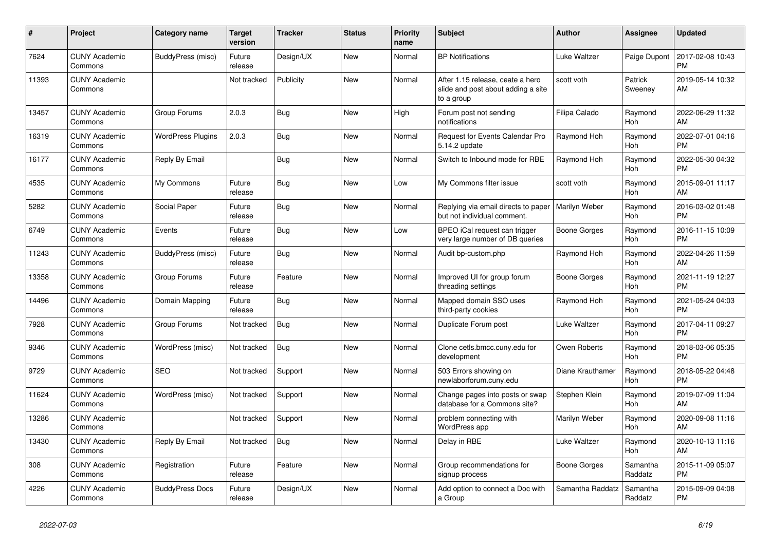| # | Project | Category name | Target version | Tracker | Status | Priority name | Subject | Author | Assignee | Updated |
|---|---|---|---|---|---|---|---|---|---|---|
| 7624 | CUNY Academic Commons | BuddyPress (misc) | Future release | Design/UX | New | Normal | BP Notifications | Luke Waltzer | Paige Dupont | 2017-02-08 10:43 PM |
| 11393 | CUNY Academic Commons | | Not tracked | Publicity | New | Normal | After 1.15 release, ceate a hero slide and post about adding a site to a group | scott voth | Patrick Sweeney | 2019-05-14 10:32 AM |
| 13457 | CUNY Academic Commons | Group Forums | 2.0.3 | Bug | New | High | Forum post not sending notifications | Filipa Calado | Raymond Hoh | 2022-06-29 11:32 AM |
| 16319 | CUNY Academic Commons | WordPress Plugins | 2.0.3 | Bug | New | Normal | Request for Events Calendar Pro 5.14.2 update | Raymond Hoh | Raymond Hoh | 2022-07-01 04:16 PM |
| 16177 | CUNY Academic Commons | Reply By Email | | Bug | New | Normal | Switch to Inbound mode for RBE | Raymond Hoh | Raymond Hoh | 2022-05-30 04:32 PM |
| 4535 | CUNY Academic Commons | My Commons | Future release | Bug | New | Low | My Commons filter issue | scott voth | Raymond Hoh | 2015-09-01 11:17 AM |
| 5282 | CUNY Academic Commons | Social Paper | Future release | Bug | New | Normal | Replying via email directs to paper but not individual comment. | Marilyn Weber | Raymond Hoh | 2016-03-02 01:48 PM |
| 6749 | CUNY Academic Commons | Events | Future release | Bug | New | Low | BPEO iCal request can trigger very large number of DB queries | Boone Gorges | Raymond Hoh | 2016-11-15 10:09 PM |
| 11243 | CUNY Academic Commons | BuddyPress (misc) | Future release | Bug | New | Normal | Audit bp-custom.php | Raymond Hoh | Raymond Hoh | 2022-04-26 11:59 AM |
| 13358 | CUNY Academic Commons | Group Forums | Future release | Feature | New | Normal | Improved UI for group forum threading settings | Boone Gorges | Raymond Hoh | 2021-11-19 12:27 PM |
| 14496 | CUNY Academic Commons | Domain Mapping | Future release | Bug | New | Normal | Mapped domain SSO uses third-party cookies | Raymond Hoh | Raymond Hoh | 2021-05-24 04:03 PM |
| 7928 | CUNY Academic Commons | Group Forums | Not tracked | Bug | New | Normal | Duplicate Forum post | Luke Waltzer | Raymond Hoh | 2017-04-11 09:27 PM |
| 9346 | CUNY Academic Commons | WordPress (misc) | Not tracked | Bug | New | Normal | Clone cetls.bmcc.cuny.edu for development | Owen Roberts | Raymond Hoh | 2018-03-06 05:35 PM |
| 9729 | CUNY Academic Commons | SEO | Not tracked | Support | New | Normal | 503 Errors showing on newlaborforum.cuny.edu | Diane Krauthamer | Raymond Hoh | 2018-05-22 04:48 PM |
| 11624 | CUNY Academic Commons | WordPress (misc) | Not tracked | Support | New | Normal | Change pages into posts or swap database for a Commons site? | Stephen Klein | Raymond Hoh | 2019-07-09 11:04 AM |
| 13286 | CUNY Academic Commons | | Not tracked | Support | New | Normal | problem connecting with WordPress app | Marilyn Weber | Raymond Hoh | 2020-09-08 11:16 AM |
| 13430 | CUNY Academic Commons | Reply By Email | Not tracked | Bug | New | Normal | Delay in RBE | Luke Waltzer | Raymond Hoh | 2020-10-13 11:16 AM |
| 308 | CUNY Academic Commons | Registration | Future release | Feature | New | Normal | Group recommendations for signup process | Boone Gorges | Samantha Raddatz | 2015-11-09 05:07 PM |
| 4226 | CUNY Academic Commons | BuddyPress Docs | Future release | Design/UX | New | Normal | Add option to connect a Doc with a Group | Samantha Raddatz | Samantha Raddatz | 2015-09-09 04:08 PM |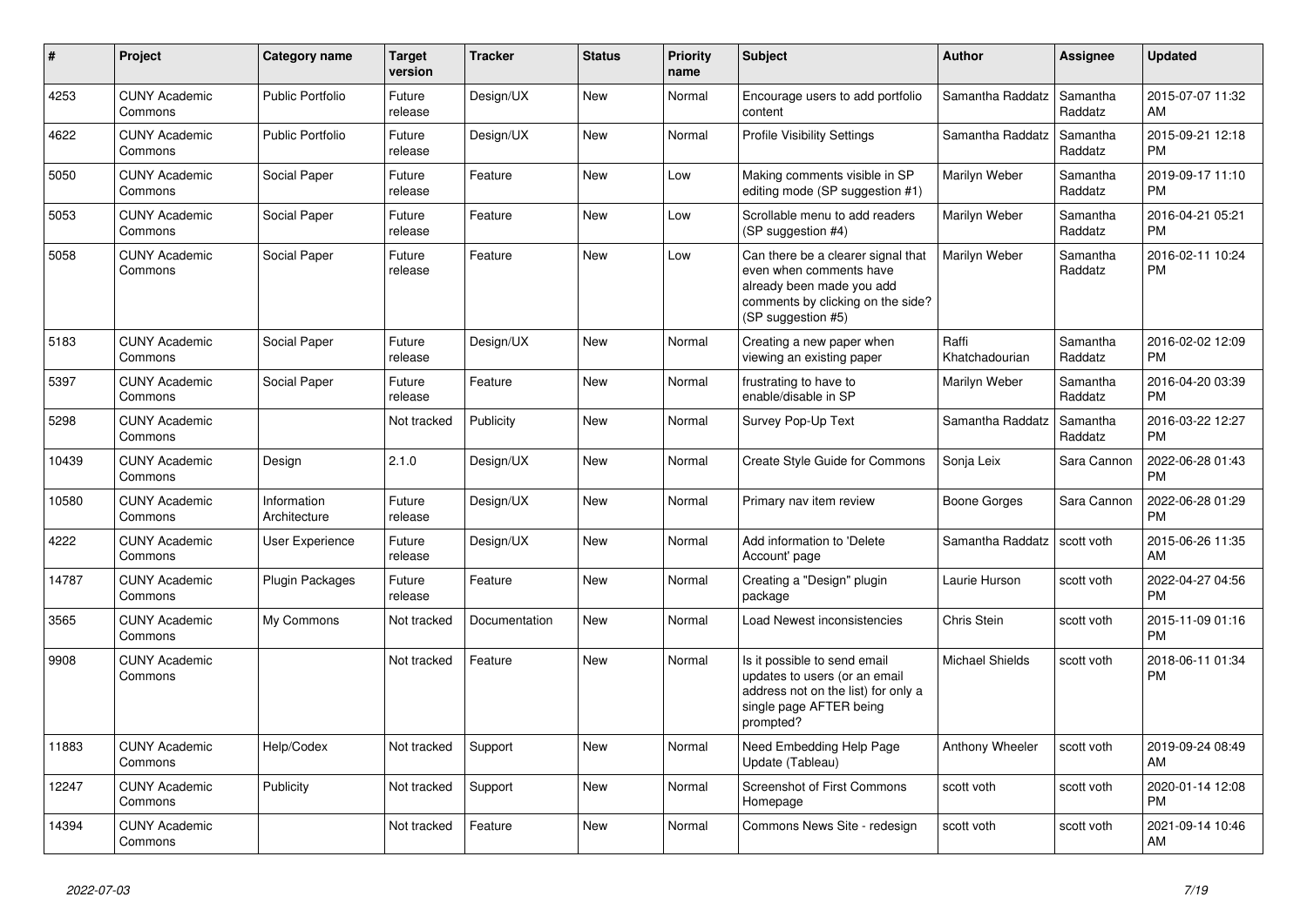| # | Project | Category name | Target version | Tracker | Status | Priority name | Subject | Author | Assignee | Updated |
|---|---|---|---|---|---|---|---|---|---|---|
| 4253 | CUNY Academic Commons | Public Portfolio | Future release | Design/UX | New | Normal | Encourage users to add portfolio content | Samantha Raddatz | Samantha Raddatz | 2015-07-07 11:32 AM |
| 4622 | CUNY Academic Commons | Public Portfolio | Future release | Design/UX | New | Normal | Profile Visibility Settings | Samantha Raddatz | Samantha Raddatz | 2015-09-21 12:18 PM |
| 5050 | CUNY Academic Commons | Social Paper | Future release | Feature | New | Low | Making comments visible in SP editing mode (SP suggestion #1) | Marilyn Weber | Samantha Raddatz | 2019-09-17 11:10 PM |
| 5053 | CUNY Academic Commons | Social Paper | Future release | Feature | New | Low | Scrollable menu to add readers (SP suggestion #4) | Marilyn Weber | Samantha Raddatz | 2016-04-21 05:21 PM |
| 5058 | CUNY Academic Commons | Social Paper | Future release | Feature | New | Low | Can there be a clearer signal that even when comments have already been made you add comments by clicking on the side? (SP suggestion #5) | Marilyn Weber | Samantha Raddatz | 2016-02-11 10:24 PM |
| 5183 | CUNY Academic Commons | Social Paper | Future release | Design/UX | New | Normal | Creating a new paper when viewing an existing paper | Raffi Khatchadourian | Samantha Raddatz | 2016-02-02 12:09 PM |
| 5397 | CUNY Academic Commons | Social Paper | Future release | Feature | New | Normal | frustrating to have to enable/disable in SP | Marilyn Weber | Samantha Raddatz | 2016-04-20 03:39 PM |
| 5298 | CUNY Academic Commons | | Not tracked | Publicity | New | Normal | Survey Pop-Up Text | Samantha Raddatz | Samantha Raddatz | 2016-03-22 12:27 PM |
| 10439 | CUNY Academic Commons | Design | 2.1.0 | Design/UX | New | Normal | Create Style Guide for Commons | Sonja Leix | Sara Cannon | 2022-06-28 01:43 PM |
| 10580 | CUNY Academic Commons | Information Architecture | Future release | Design/UX | New | Normal | Primary nav item review | Boone Gorges | Sara Cannon | 2022-06-28 01:29 PM |
| 4222 | CUNY Academic Commons | User Experience | Future release | Design/UX | New | Normal | Add information to 'Delete Account' page | Samantha Raddatz | scott voth | 2015-06-26 11:35 AM |
| 14787 | CUNY Academic Commons | Plugin Packages | Future release | Feature | New | Normal | Creating a "Design" plugin package | Laurie Hurson | scott voth | 2022-04-27 04:56 PM |
| 3565 | CUNY Academic Commons | My Commons | Not tracked | Documentation | New | Normal | Load Newest inconsistencies | Chris Stein | scott voth | 2015-11-09 01:16 PM |
| 9908 | CUNY Academic Commons | | Not tracked | Feature | New | Normal | Is it possible to send email updates to users (or an email address not on the list) for only a single page AFTER being prompted? | Michael Shields | scott voth | 2018-06-11 01:34 PM |
| 11883 | CUNY Academic Commons | Help/Codex | Not tracked | Support | New | Normal | Need Embedding Help Page Update (Tableau) | Anthony Wheeler | scott voth | 2019-09-24 08:49 AM |
| 12247 | CUNY Academic Commons | Publicity | Not tracked | Support | New | Normal | Screenshot of First Commons Homepage | scott voth | scott voth | 2020-01-14 12:08 PM |
| 14394 | CUNY Academic Commons | | Not tracked | Feature | New | Normal | Commons News Site - redesign | scott voth | scott voth | 2021-09-14 10:46 AM |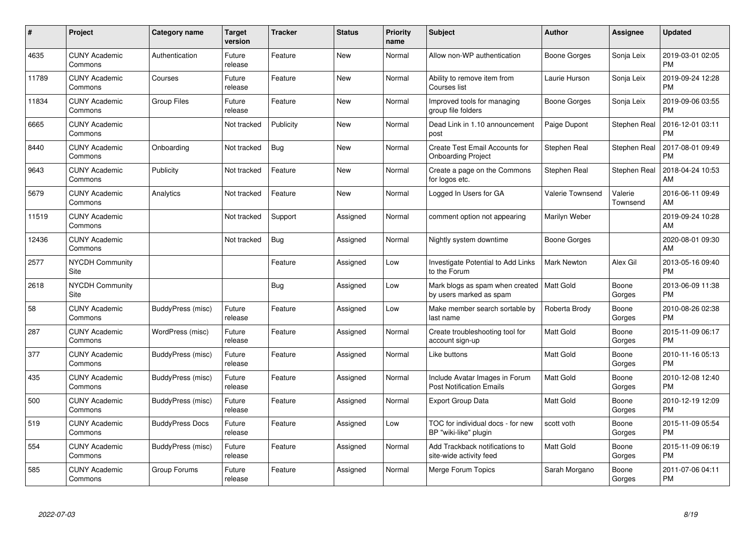| # | Project | Category name | Target version | Tracker | Status | Priority name | Subject | Author | Assignee | Updated |
|---|---|---|---|---|---|---|---|---|---|---|
| 4635 | CUNY Academic Commons | Authentication | Future release | Feature | New | Normal | Allow non-WP authentication | Boone Gorges | Sonja Leix | 2019-03-01 02:05 PM |
| 11789 | CUNY Academic Commons | Courses | Future release | Feature | New | Normal | Ability to remove item from Courses list | Laurie Hurson | Sonja Leix | 2019-09-24 12:28 PM |
| 11834 | CUNY Academic Commons | Group Files | Future release | Feature | New | Normal | Improved tools for managing group file folders | Boone Gorges | Sonja Leix | 2019-09-06 03:55 PM |
| 6665 | CUNY Academic Commons | | Not tracked | Publicity | New | Normal | Dead Link in 1.10 announcement post | Paige Dupont | Stephen Real | 2016-12-01 03:11 PM |
| 8440 | CUNY Academic Commons | Onboarding | Not tracked | Bug | New | Normal | Create Test Email Accounts for Onboarding Project | Stephen Real | Stephen Real | 2017-08-01 09:49 PM |
| 9643 | CUNY Academic Commons | Publicity | Not tracked | Feature | New | Normal | Create a page on the Commons for logos etc. | Stephen Real | Stephen Real | 2018-04-24 10:53 AM |
| 5679 | CUNY Academic Commons | Analytics | Not tracked | Feature | New | Normal | Logged In Users for GA | Valerie Townsend | Valerie Townsend | 2016-06-11 09:49 AM |
| 11519 | CUNY Academic Commons | | Not tracked | Support | Assigned | Normal | comment option not appearing | Marilyn Weber | | 2019-09-24 10:28 AM |
| 12436 | CUNY Academic Commons | | Not tracked | Bug | Assigned | Normal | Nightly system downtime | Boone Gorges | | 2020-08-01 09:30 AM |
| 2577 | NYCDH Community Site | | | Feature | Assigned | Low | Investigate Potential to Add Links to the Forum | Mark Newton | Alex Gil | 2013-05-16 09:40 PM |
| 2618 | NYCDH Community Site | | | Bug | Assigned | Low | Mark blogs as spam when created by users marked as spam | Matt Gold | Boone Gorges | 2013-06-09 11:38 PM |
| 58 | CUNY Academic Commons | BuddyPress (misc) | Future release | Feature | Assigned | Low | Make member search sortable by last name | Roberta Brody | Boone Gorges | 2010-08-26 02:38 PM |
| 287 | CUNY Academic Commons | WordPress (misc) | Future release | Feature | Assigned | Normal | Create troubleshooting tool for account sign-up | Matt Gold | Boone Gorges | 2015-11-09 06:17 PM |
| 377 | CUNY Academic Commons | BuddyPress (misc) | Future release | Feature | Assigned | Normal | Like buttons | Matt Gold | Boone Gorges | 2010-11-16 05:13 PM |
| 435 | CUNY Academic Commons | BuddyPress (misc) | Future release | Feature | Assigned | Normal | Include Avatar Images in Forum Post Notification Emails | Matt Gold | Boone Gorges | 2010-12-08 12:40 PM |
| 500 | CUNY Academic Commons | BuddyPress (misc) | Future release | Feature | Assigned | Normal | Export Group Data | Matt Gold | Boone Gorges | 2010-12-19 12:09 PM |
| 519 | CUNY Academic Commons | BuddyPress Docs | Future release | Feature | Assigned | Low | TOC for individual docs - for new BP "wiki-like" plugin | scott voth | Boone Gorges | 2015-11-09 05:54 PM |
| 554 | CUNY Academic Commons | BuddyPress (misc) | Future release | Feature | Assigned | Normal | Add Trackback notifications to site-wide activity feed | Matt Gold | Boone Gorges | 2015-11-09 06:19 PM |
| 585 | CUNY Academic Commons | Group Forums | Future release | Feature | Assigned | Normal | Merge Forum Topics | Sarah Morgano | Boone Gorges | 2011-07-06 04:11 PM |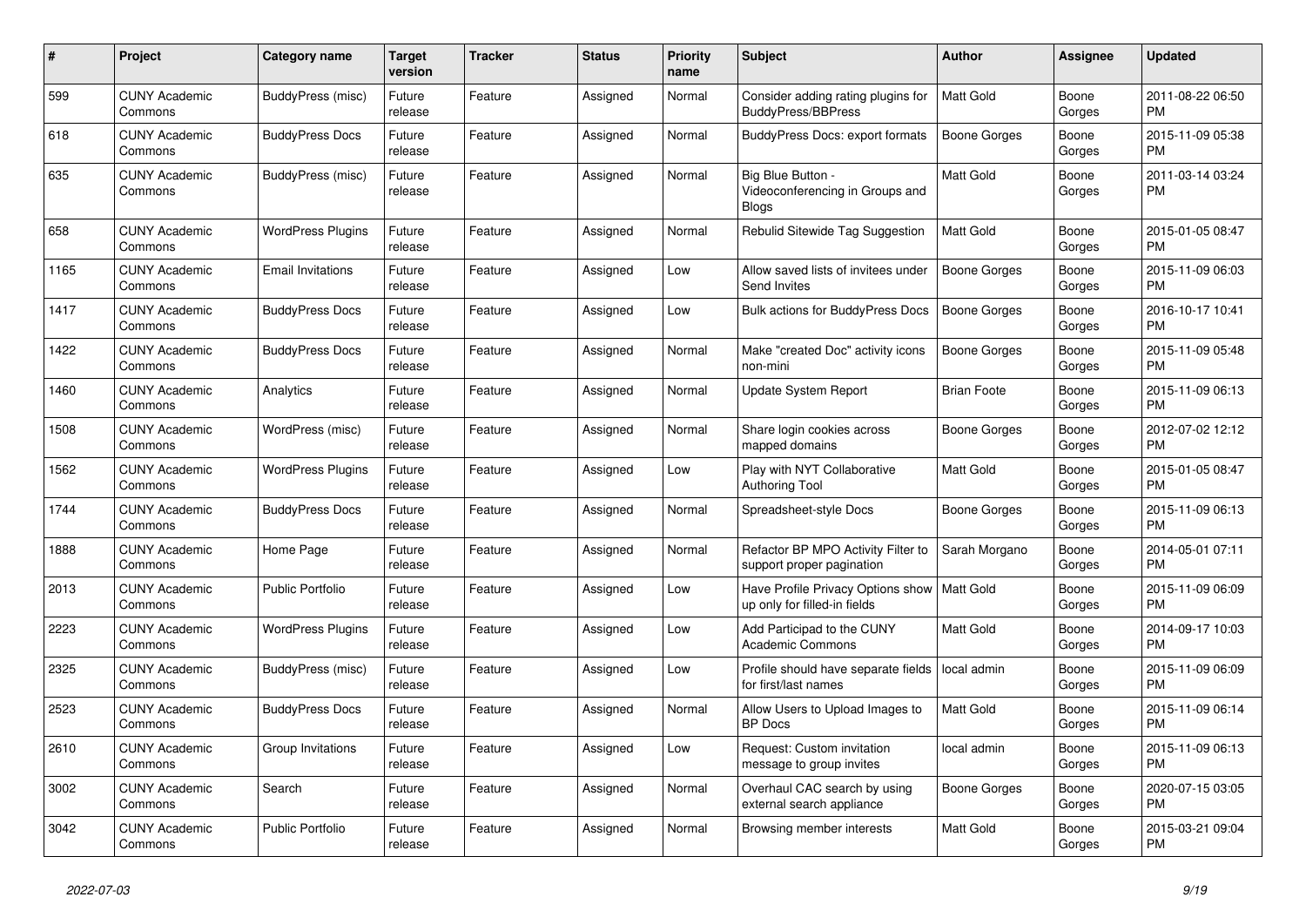| # | Project | Category name | Target version | Tracker | Status | Priority name | Subject | Author | Assignee | Updated |
|---|---|---|---|---|---|---|---|---|---|---|
| 599 | CUNY Academic Commons | BuddyPress (misc) | Future release | Feature | Assigned | Normal | Consider adding rating plugins for BuddyPress/BBPress | Matt Gold | Boone Gorges | 2011-08-22 06:50 PM |
| 618 | CUNY Academic Commons | BuddyPress Docs | Future release | Feature | Assigned | Normal | BuddyPress Docs: export formats | Boone Gorges | Boone Gorges | 2015-11-09 05:38 PM |
| 635 | CUNY Academic Commons | BuddyPress (misc) | Future release | Feature | Assigned | Normal | Big Blue Button - Videoconferencing in Groups and Blogs | Matt Gold | Boone Gorges | 2011-03-14 03:24 PM |
| 658 | CUNY Academic Commons | WordPress Plugins | Future release | Feature | Assigned | Normal | Rebulid Sitewide Tag Suggestion | Matt Gold | Boone Gorges | 2015-01-05 08:47 PM |
| 1165 | CUNY Academic Commons | Email Invitations | Future release | Feature | Assigned | Low | Allow saved lists of invitees under Send Invites | Boone Gorges | Boone Gorges | 2015-11-09 06:03 PM |
| 1417 | CUNY Academic Commons | BuddyPress Docs | Future release | Feature | Assigned | Low | Bulk actions for BuddyPress Docs | Boone Gorges | Boone Gorges | 2016-10-17 10:41 PM |
| 1422 | CUNY Academic Commons | BuddyPress Docs | Future release | Feature | Assigned | Normal | Make "created Doc" activity icons non-mini | Boone Gorges | Boone Gorges | 2015-11-09 05:48 PM |
| 1460 | CUNY Academic Commons | Analytics | Future release | Feature | Assigned | Normal | Update System Report | Brian Foote | Boone Gorges | 2015-11-09 06:13 PM |
| 1508 | CUNY Academic Commons | WordPress (misc) | Future release | Feature | Assigned | Normal | Share login cookies across mapped domains | Boone Gorges | Boone Gorges | 2012-07-02 12:12 PM |
| 1562 | CUNY Academic Commons | WordPress Plugins | Future release | Feature | Assigned | Low | Play with NYT Collaborative Authoring Tool | Matt Gold | Boone Gorges | 2015-01-05 08:47 PM |
| 1744 | CUNY Academic Commons | BuddyPress Docs | Future release | Feature | Assigned | Normal | Spreadsheet-style Docs | Boone Gorges | Boone Gorges | 2015-11-09 06:13 PM |
| 1888 | CUNY Academic Commons | Home Page | Future release | Feature | Assigned | Normal | Refactor BP MPO Activity Filter to support proper pagination | Sarah Morgano | Boone Gorges | 2014-05-01 07:11 PM |
| 2013 | CUNY Academic Commons | Public Portfolio | Future release | Feature | Assigned | Low | Have Profile Privacy Options show up only for filled-in fields | Matt Gold | Boone Gorges | 2015-11-09 06:09 PM |
| 2223 | CUNY Academic Commons | WordPress Plugins | Future release | Feature | Assigned | Low | Add Participad to the CUNY Academic Commons | Matt Gold | Boone Gorges | 2014-09-17 10:03 PM |
| 2325 | CUNY Academic Commons | BuddyPress (misc) | Future release | Feature | Assigned | Low | Profile should have separate fields for first/last names | local admin | Boone Gorges | 2015-11-09 06:09 PM |
| 2523 | CUNY Academic Commons | BuddyPress Docs | Future release | Feature | Assigned | Normal | Allow Users to Upload Images to BP Docs | Matt Gold | Boone Gorges | 2015-11-09 06:14 PM |
| 2610 | CUNY Academic Commons | Group Invitations | Future release | Feature | Assigned | Low | Request: Custom invitation message to group invites | local admin | Boone Gorges | 2015-11-09 06:13 PM |
| 3002 | CUNY Academic Commons | Search | Future release | Feature | Assigned | Normal | Overhaul CAC search by using external search appliance | Boone Gorges | Boone Gorges | 2020-07-15 03:05 PM |
| 3042 | CUNY Academic Commons | Public Portfolio | Future release | Feature | Assigned | Normal | Browsing member interests | Matt Gold | Boone Gorges | 2015-03-21 09:04 PM |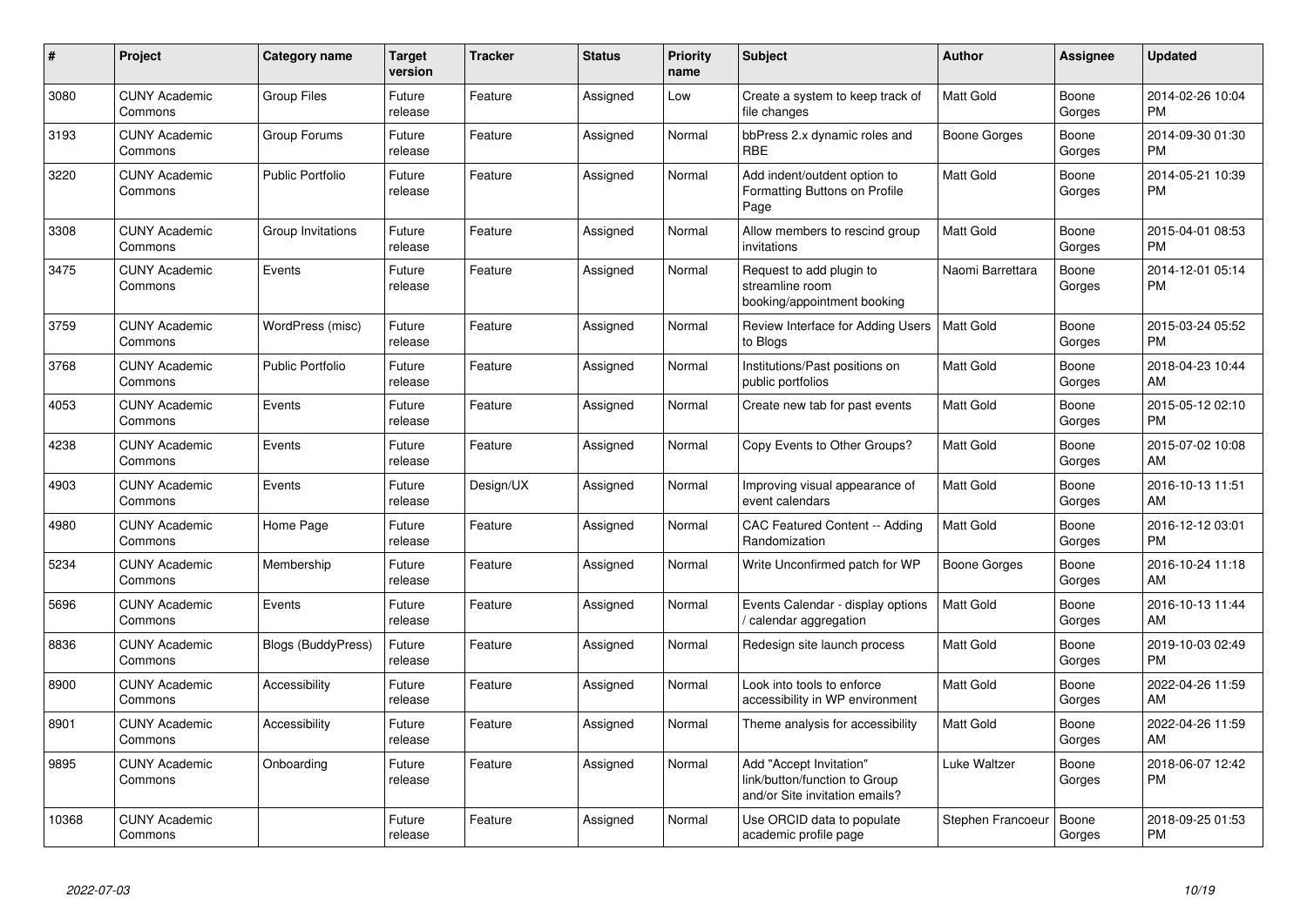| # | Project | Category name | Target version | Tracker | Status | Priority name | Subject | Author | Assignee | Updated |
|---|---|---|---|---|---|---|---|---|---|---|
| 3080 | CUNY Academic Commons | Group Files | Future release | Feature | Assigned | Low | Create a system to keep track of file changes | Matt Gold | Boone Gorges | 2014-02-26 10:04 PM |
| 3193 | CUNY Academic Commons | Group Forums | Future release | Feature | Assigned | Normal | bbPress 2.x dynamic roles and RBE | Boone Gorges | Boone Gorges | 2014-09-30 01:30 PM |
| 3220 | CUNY Academic Commons | Public Portfolio | Future release | Feature | Assigned | Normal | Add indent/outdent option to Formatting Buttons on Profile Page | Matt Gold | Boone Gorges | 2014-05-21 10:39 PM |
| 3308 | CUNY Academic Commons | Group Invitations | Future release | Feature | Assigned | Normal | Allow members to rescind group invitations | Matt Gold | Boone Gorges | 2015-04-01 08:53 PM |
| 3475 | CUNY Academic Commons | Events | Future release | Feature | Assigned | Normal | Request to add plugin to streamline room booking/appointment booking | Naomi Barrettara | Boone Gorges | 2014-12-01 05:14 PM |
| 3759 | CUNY Academic Commons | WordPress (misc) | Future release | Feature | Assigned | Normal | Review Interface for Adding Users to Blogs | Matt Gold | Boone Gorges | 2015-03-24 05:52 PM |
| 3768 | CUNY Academic Commons | Public Portfolio | Future release | Feature | Assigned | Normal | Institutions/Past positions on public portfolios | Matt Gold | Boone Gorges | 2018-04-23 10:44 AM |
| 4053 | CUNY Academic Commons | Events | Future release | Feature | Assigned | Normal | Create new tab for past events | Matt Gold | Boone Gorges | 2015-05-12 02:10 PM |
| 4238 | CUNY Academic Commons | Events | Future release | Feature | Assigned | Normal | Copy Events to Other Groups? | Matt Gold | Boone Gorges | 2015-07-02 10:08 AM |
| 4903 | CUNY Academic Commons | Events | Future release | Design/UX | Assigned | Normal | Improving visual appearance of event calendars | Matt Gold | Boone Gorges | 2016-10-13 11:51 AM |
| 4980 | CUNY Academic Commons | Home Page | Future release | Feature | Assigned | Normal | CAC Featured Content -- Adding Randomization | Matt Gold | Boone Gorges | 2016-12-12 03:01 PM |
| 5234 | CUNY Academic Commons | Membership | Future release | Feature | Assigned | Normal | Write Unconfirmed patch for WP | Boone Gorges | Boone Gorges | 2016-10-24 11:18 AM |
| 5696 | CUNY Academic Commons | Events | Future release | Feature | Assigned | Normal | Events Calendar - display options / calendar aggregation | Matt Gold | Boone Gorges | 2016-10-13 11:44 AM |
| 8836 | CUNY Academic Commons | Blogs (BuddyPress) | Future release | Feature | Assigned | Normal | Redesign site launch process | Matt Gold | Boone Gorges | 2019-10-03 02:49 PM |
| 8900 | CUNY Academic Commons | Accessibility | Future release | Feature | Assigned | Normal | Look into tools to enforce accessibility in WP environment | Matt Gold | Boone Gorges | 2022-04-26 11:59 AM |
| 8901 | CUNY Academic Commons | Accessibility | Future release | Feature | Assigned | Normal | Theme analysis for accessibility | Matt Gold | Boone Gorges | 2022-04-26 11:59 AM |
| 9895 | CUNY Academic Commons | Onboarding | Future release | Feature | Assigned | Normal | Add "Accept Invitation" link/button/function to Group and/or Site invitation emails? | Luke Waltzer | Boone Gorges | 2018-06-07 12:42 PM |
| 10368 | CUNY Academic Commons | | Future release | Feature | Assigned | Normal | Use ORCID data to populate academic profile page | Stephen Francoeur | Boone Gorges | 2018-09-25 01:53 PM |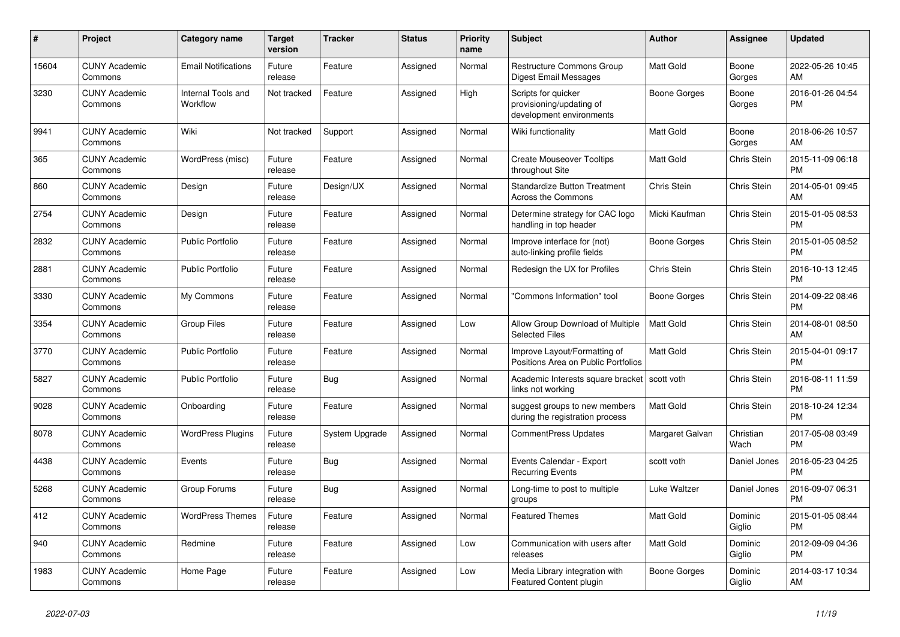| # | Project | Category name | Target version | Tracker | Status | Priority name | Subject | Author | Assignee | Updated |
|---|---|---|---|---|---|---|---|---|---|---|
| 15604 | CUNY Academic Commons | Email Notifications | Future release | Feature | Assigned | Normal | Restructure Commons Group Digest Email Messages | Matt Gold | Boone Gorges | 2022-05-26 10:45 AM |
| 3230 | CUNY Academic Commons | Internal Tools and Workflow | Not tracked | Feature | Assigned | High | Scripts for quicker provisioning/updating of development environments | Boone Gorges | Boone Gorges | 2016-01-26 04:54 PM |
| 9941 | CUNY Academic Commons | Wiki | Not tracked | Support | Assigned | Normal | Wiki functionality | Matt Gold | Boone Gorges | 2018-06-26 10:57 AM |
| 365 | CUNY Academic Commons | WordPress (misc) | Future release | Feature | Assigned | Normal | Create Mouseover Tooltips throughout Site | Matt Gold | Chris Stein | 2015-11-09 06:18 PM |
| 860 | CUNY Academic Commons | Design | Future release | Design/UX | Assigned | Normal | Standardize Button Treatment Across the Commons | Chris Stein | Chris Stein | 2014-05-01 09:45 AM |
| 2754 | CUNY Academic Commons | Design | Future release | Feature | Assigned | Normal | Determine strategy for CAC logo handling in top header | Micki Kaufman | Chris Stein | 2015-01-05 08:53 PM |
| 2832 | CUNY Academic Commons | Public Portfolio | Future release | Feature | Assigned | Normal | Improve interface for (not) auto-linking profile fields | Boone Gorges | Chris Stein | 2015-01-05 08:52 PM |
| 2881 | CUNY Academic Commons | Public Portfolio | Future release | Feature | Assigned | Normal | Redesign the UX for Profiles | Chris Stein | Chris Stein | 2016-10-13 12:45 PM |
| 3330 | CUNY Academic Commons | My Commons | Future release | Feature | Assigned | Normal | "Commons Information" tool | Boone Gorges | Chris Stein | 2014-09-22 08:46 PM |
| 3354 | CUNY Academic Commons | Group Files | Future release | Feature | Assigned | Low | Allow Group Download of Multiple Selected Files | Matt Gold | Chris Stein | 2014-08-01 08:50 AM |
| 3770 | CUNY Academic Commons | Public Portfolio | Future release | Feature | Assigned | Normal | Improve Layout/Formatting of Positions Area on Public Portfolios | Matt Gold | Chris Stein | 2015-04-01 09:17 PM |
| 5827 | CUNY Academic Commons | Public Portfolio | Future release | Bug | Assigned | Normal | Academic Interests square bracket links not working | scott voth | Chris Stein | 2016-08-11 11:59 PM |
| 9028 | CUNY Academic Commons | Onboarding | Future release | Feature | Assigned | Normal | suggest groups to new members during the registration process | Matt Gold | Chris Stein | 2018-10-24 12:34 PM |
| 8078 | CUNY Academic Commons | WordPress Plugins | Future release | System Upgrade | Assigned | Normal | CommentPress Updates | Margaret Galvan | Christian Wach | 2017-05-08 03:49 PM |
| 4438 | CUNY Academic Commons | Events | Future release | Bug | Assigned | Normal | Events Calendar - Export Recurring Events | scott voth | Daniel Jones | 2016-05-23 04:25 PM |
| 5268 | CUNY Academic Commons | Group Forums | Future release | Bug | Assigned | Normal | Long-time to post to multiple groups | Luke Waltzer | Daniel Jones | 2016-09-07 06:31 PM |
| 412 | CUNY Academic Commons | WordPress Themes | Future release | Feature | Assigned | Normal | Featured Themes | Matt Gold | Dominic Giglio | 2015-01-05 08:44 PM |
| 940 | CUNY Academic Commons | Redmine | Future release | Feature | Assigned | Low | Communication with users after releases | Matt Gold | Dominic Giglio | 2012-09-09 04:36 PM |
| 1983 | CUNY Academic Commons | Home Page | Future release | Feature | Assigned | Low | Media Library integration with Featured Content plugin | Boone Gorges | Dominic Giglio | 2014-03-17 10:34 AM |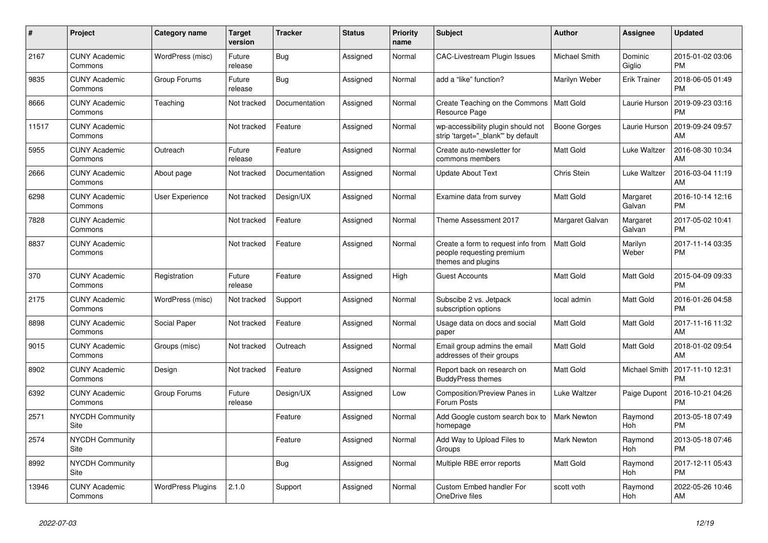| # | Project | Category name | Target version | Tracker | Status | Priority name | Subject | Author | Assignee | Updated |
|---|---|---|---|---|---|---|---|---|---|---|
| 2167 | CUNY Academic Commons | WordPress (misc) | Future release | Bug | Assigned | Normal | CAC-Livestream Plugin Issues | Michael Smith | Dominic Giglio | 2015-01-02 03:06 PM |
| 9835 | CUNY Academic Commons | Group Forums | Future release | Bug | Assigned | Normal | add a "like" function? | Marilyn Weber | Erik Trainer | 2018-06-05 01:49 PM |
| 8666 | CUNY Academic Commons | Teaching | Not tracked | Documentation | Assigned | Normal | Create Teaching on the Commons Resource Page | Matt Gold | Laurie Hurson | 2019-09-23 03:16 PM |
| 11517 | CUNY Academic Commons | | Not tracked | Feature | Assigned | Normal | wp-accessibility plugin should not strip 'target="_blank"' by default | Boone Gorges | Laurie Hurson | 2019-09-24 09:57 AM |
| 5955 | CUNY Academic Commons | Outreach | Future release | Feature | Assigned | Normal | Create auto-newsletter for commons members | Matt Gold | Luke Waltzer | 2016-08-30 10:34 AM |
| 2666 | CUNY Academic Commons | About page | Not tracked | Documentation | Assigned | Normal | Update About Text | Chris Stein | Luke Waltzer | 2016-03-04 11:19 AM |
| 6298 | CUNY Academic Commons | User Experience | Not tracked | Design/UX | Assigned | Normal | Examine data from survey | Matt Gold | Margaret Galvan | 2016-10-14 12:16 PM |
| 7828 | CUNY Academic Commons | | Not tracked | Feature | Assigned | Normal | Theme Assessment 2017 | Margaret Galvan | Margaret Galvan | 2017-05-02 10:41 PM |
| 8837 | CUNY Academic Commons | | Not tracked | Feature | Assigned | Normal | Create a form to request info from people requesting premium themes and plugins | Matt Gold | Marilyn Weber | 2017-11-14 03:35 PM |
| 370 | CUNY Academic Commons | Registration | Future release | Feature | Assigned | High | Guest Accounts | Matt Gold | Matt Gold | 2015-04-09 09:33 PM |
| 2175 | CUNY Academic Commons | WordPress (misc) | Not tracked | Support | Assigned | Normal | Subscibe 2 vs. Jetpack subscription options | local admin | Matt Gold | 2016-01-26 04:58 PM |
| 8898 | CUNY Academic Commons | Social Paper | Not tracked | Feature | Assigned | Normal | Usage data on docs and social paper | Matt Gold | Matt Gold | 2017-11-16 11:32 AM |
| 9015 | CUNY Academic Commons | Groups (misc) | Not tracked | Outreach | Assigned | Normal | Email group admins the email addresses of their groups | Matt Gold | Matt Gold | 2018-01-02 09:54 AM |
| 8902 | CUNY Academic Commons | Design | Not tracked | Feature | Assigned | Normal | Report back on research on BuddyPress themes | Matt Gold | Michael Smith | 2017-11-10 12:31 PM |
| 6392 | CUNY Academic Commons | Group Forums | Future release | Design/UX | Assigned | Low | Composition/Preview Panes in Forum Posts | Luke Waltzer | Paige Dupont | 2016-10-21 04:26 PM |
| 2571 | NYCDH Community Site | | | Feature | Assigned | Normal | Add Google custom search box to homepage | Mark Newton | Raymond Hoh | 2013-05-18 07:49 PM |
| 2574 | NYCDH Community Site | | | Feature | Assigned | Normal | Add Way to Upload Files to Groups | Mark Newton | Raymond Hoh | 2013-05-18 07:46 PM |
| 8992 | NYCDH Community Site | | | Bug | Assigned | Normal | Multiple RBE error reports | Matt Gold | Raymond Hoh | 2017-12-11 05:43 PM |
| 13946 | CUNY Academic Commons | WordPress Plugins | 2.1.0 | Support | Assigned | Normal | Custom Embed handler For OneDrive files | scott voth | Raymond Hoh | 2022-05-26 10:46 AM |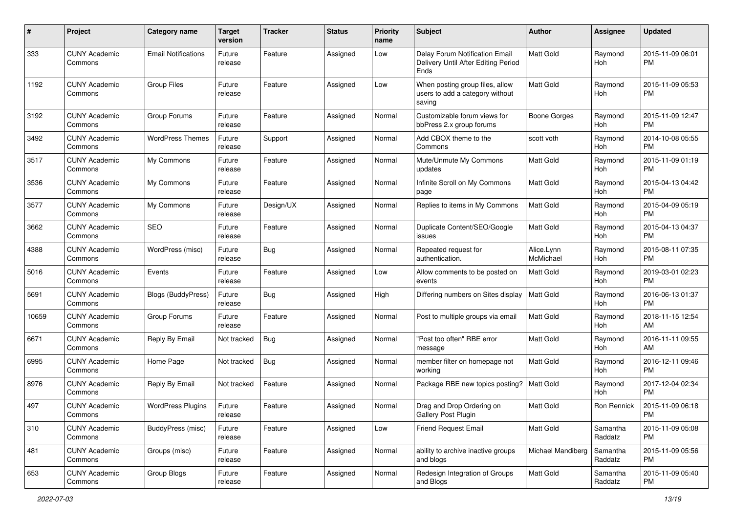| # | Project | Category name | Target version | Tracker | Status | Priority name | Subject | Author | Assignee | Updated |
|---|---|---|---|---|---|---|---|---|---|---|
| 333 | CUNY Academic Commons | Email Notifications | Future release | Feature | Assigned | Low | Delay Forum Notification Email Delivery Until After Editing Period Ends | Matt Gold | Raymond Hoh | 2015-11-09 06:01 PM |
| 1192 | CUNY Academic Commons | Group Files | Future release | Feature | Assigned | Low | When posting group files, allow users to add a category without saving | Matt Gold | Raymond Hoh | 2015-11-09 05:53 PM |
| 3192 | CUNY Academic Commons | Group Forums | Future release | Feature | Assigned | Normal | Customizable forum views for bbPress 2.x group forums | Boone Gorges | Raymond Hoh | 2015-11-09 12:47 PM |
| 3492 | CUNY Academic Commons | WordPress Themes | Future release | Support | Assigned | Normal | Add CBOX theme to the Commons | scott voth | Raymond Hoh | 2014-10-08 05:55 PM |
| 3517 | CUNY Academic Commons | My Commons | Future release | Feature | Assigned | Normal | Mute/Unmute My Commons updates | Matt Gold | Raymond Hoh | 2015-11-09 01:19 PM |
| 3536 | CUNY Academic Commons | My Commons | Future release | Feature | Assigned | Normal | Infinite Scroll on My Commons page | Matt Gold | Raymond Hoh | 2015-04-13 04:42 PM |
| 3577 | CUNY Academic Commons | My Commons | Future release | Design/UX | Assigned | Normal | Replies to items in My Commons | Matt Gold | Raymond Hoh | 2015-04-09 05:19 PM |
| 3662 | CUNY Academic Commons | SEO | Future release | Feature | Assigned | Normal | Duplicate Content/SEO/Google issues | Matt Gold | Raymond Hoh | 2015-04-13 04:37 PM |
| 4388 | CUNY Academic Commons | WordPress (misc) | Future release | Bug | Assigned | Normal | Repeated request for authentication. | Alice.Lynn McMichael | Raymond Hoh | 2015-08-11 07:35 PM |
| 5016 | CUNY Academic Commons | Events | Future release | Feature | Assigned | Low | Allow comments to be posted on events | Matt Gold | Raymond Hoh | 2019-03-01 02:23 PM |
| 5691 | CUNY Academic Commons | Blogs (BuddyPress) | Future release | Bug | Assigned | High | Differing numbers on Sites display | Matt Gold | Raymond Hoh | 2016-06-13 01:37 PM |
| 10659 | CUNY Academic Commons | Group Forums | Future release | Feature | Assigned | Normal | Post to multiple groups via email | Matt Gold | Raymond Hoh | 2018-11-15 12:54 AM |
| 6671 | CUNY Academic Commons | Reply By Email | Not tracked | Bug | Assigned | Normal | "Post too often" RBE error message | Matt Gold | Raymond Hoh | 2016-11-11 09:55 AM |
| 6995 | CUNY Academic Commons | Home Page | Not tracked | Bug | Assigned | Normal | member filter on homepage not working | Matt Gold | Raymond Hoh | 2016-12-11 09:46 PM |
| 8976 | CUNY Academic Commons | Reply By Email | Not tracked | Feature | Assigned | Normal | Package RBE new topics posting? | Matt Gold | Raymond Hoh | 2017-12-04 02:34 PM |
| 497 | CUNY Academic Commons | WordPress Plugins | Future release | Feature | Assigned | Normal | Drag and Drop Ordering on Gallery Post Plugin | Matt Gold | Ron Rennick | 2015-11-09 06:18 PM |
| 310 | CUNY Academic Commons | BuddyPress (misc) | Future release | Feature | Assigned | Low | Friend Request Email | Matt Gold | Samantha Raddatz | 2015-11-09 05:08 PM |
| 481 | CUNY Academic Commons | Groups (misc) | Future release | Feature | Assigned | Normal | ability to archive inactive groups and blogs | Michael Mandiberg | Samantha Raddatz | 2015-11-09 05:56 PM |
| 653 | CUNY Academic Commons | Group Blogs | Future release | Feature | Assigned | Normal | Redesign Integration of Groups and Blogs | Matt Gold | Samantha Raddatz | 2015-11-09 05:40 PM |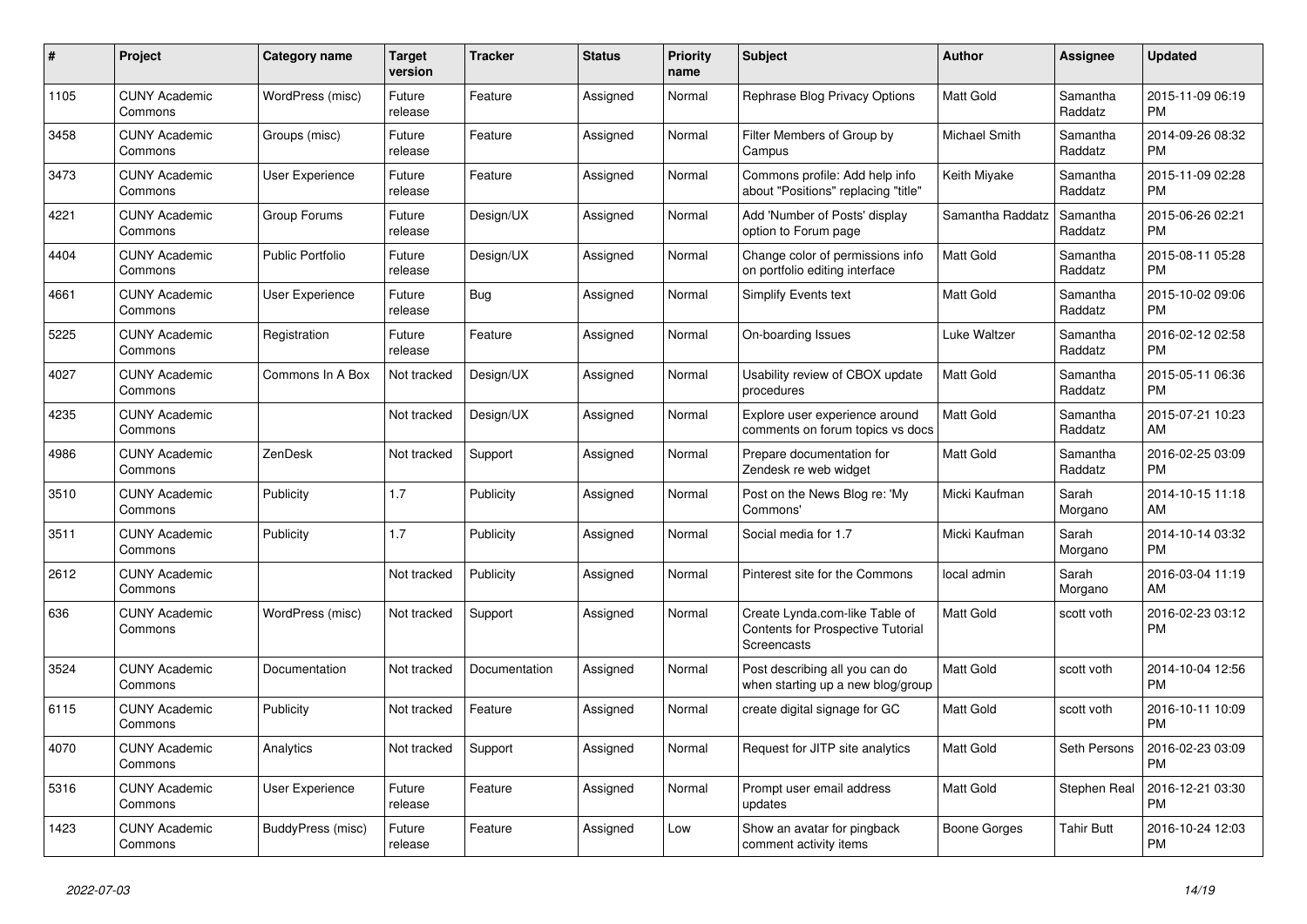| # | Project | Category name | Target version | Tracker | Status | Priority name | Subject | Author | Assignee | Updated |
|---|---|---|---|---|---|---|---|---|---|---|
| 1105 | CUNY Academic Commons | WordPress (misc) | Future release | Feature | Assigned | Normal | Rephrase Blog Privacy Options | Matt Gold | Samantha Raddatz | 2015-11-09 06:19 PM |
| 3458 | CUNY Academic Commons | Groups (misc) | Future release | Feature | Assigned | Normal | Filter Members of Group by Campus | Michael Smith | Samantha Raddatz | 2014-09-26 08:32 PM |
| 3473 | CUNY Academic Commons | User Experience | Future release | Feature | Assigned | Normal | Commons profile: Add help info about "Positions" replacing "title" | Keith Miyake | Samantha Raddatz | 2015-11-09 02:28 PM |
| 4221 | CUNY Academic Commons | Group Forums | Future release | Design/UX | Assigned | Normal | Add 'Number of Posts' display option to Forum page | Samantha Raddatz | Samantha Raddatz | 2015-06-26 02:21 PM |
| 4404 | CUNY Academic Commons | Public Portfolio | Future release | Design/UX | Assigned | Normal | Change color of permissions info on portfolio editing interface | Matt Gold | Samantha Raddatz | 2015-08-11 05:28 PM |
| 4661 | CUNY Academic Commons | User Experience | Future release | Bug | Assigned | Normal | Simplify Events text | Matt Gold | Samantha Raddatz | 2015-10-02 09:06 PM |
| 5225 | CUNY Academic Commons | Registration | Future release | Feature | Assigned | Normal | On-boarding Issues | Luke Waltzer | Samantha Raddatz | 2016-02-12 02:58 PM |
| 4027 | CUNY Academic Commons | Commons In A Box | Not tracked | Design/UX | Assigned | Normal | Usability review of CBOX update procedures | Matt Gold | Samantha Raddatz | 2015-05-11 06:36 PM |
| 4235 | CUNY Academic Commons | | Not tracked | Design/UX | Assigned | Normal | Explore user experience around comments on forum topics vs docs | Matt Gold | Samantha Raddatz | 2015-07-21 10:23 AM |
| 4986 | CUNY Academic Commons | ZenDesk | Not tracked | Support | Assigned | Normal | Prepare documentation for Zendesk re web widget | Matt Gold | Samantha Raddatz | 2016-02-25 03:09 PM |
| 3510 | CUNY Academic Commons | Publicity | 1.7 | Publicity | Assigned | Normal | Post on the News Blog re: 'My Commons' | Micki Kaufman | Sarah Morgano | 2014-10-15 11:18 AM |
| 3511 | CUNY Academic Commons | Publicity | 1.7 | Publicity | Assigned | Normal | Social media for 1.7 | Micki Kaufman | Sarah Morgano | 2014-10-14 03:32 PM |
| 2612 | CUNY Academic Commons | | Not tracked | Publicity | Assigned | Normal | Pinterest site for the Commons | local admin | Sarah Morgano | 2016-03-04 11:19 AM |
| 636 | CUNY Academic Commons | WordPress (misc) | Not tracked | Support | Assigned | Normal | Create Lynda.com-like Table of Contents for Prospective Tutorial Screencasts | Matt Gold | scott voth | 2016-02-23 03:12 PM |
| 3524 | CUNY Academic Commons | Documentation | Not tracked | Documentation | Assigned | Normal | Post describing all you can do when starting up a new blog/group | Matt Gold | scott voth | 2014-10-04 12:56 PM |
| 6115 | CUNY Academic Commons | Publicity | Not tracked | Feature | Assigned | Normal | create digital signage for GC | Matt Gold | scott voth | 2016-10-11 10:09 PM |
| 4070 | CUNY Academic Commons | Analytics | Not tracked | Support | Assigned | Normal | Request for JITP site analytics | Matt Gold | Seth Persons | 2016-02-23 03:09 PM |
| 5316 | CUNY Academic Commons | User Experience | Future release | Feature | Assigned | Normal | Prompt user email address updates | Matt Gold | Stephen Real | 2016-12-21 03:30 PM |
| 1423 | CUNY Academic Commons | BuddyPress (misc) | Future release | Feature | Assigned | Low | Show an avatar for pingback comment activity items | Boone Gorges | Tahir Butt | 2016-10-24 12:03 PM |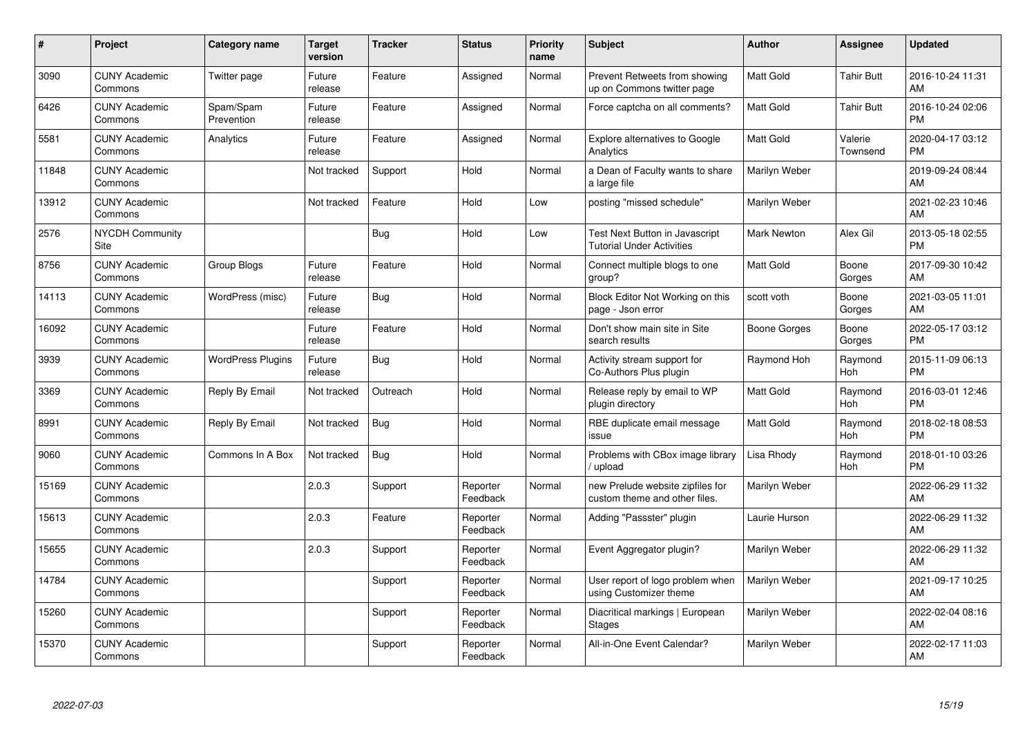| # | Project | Category name | Target version | Tracker | Status | Priority name | Subject | Author | Assignee | Updated |
|---|---|---|---|---|---|---|---|---|---|---|
| 3090 | CUNY Academic Commons | Twitter page | Future release | Feature | Assigned | Normal | Prevent Retweets from showing up on Commons twitter page | Matt Gold | Tahir Butt | 2016-10-24 11:31 AM |
| 6426 | CUNY Academic Commons | Spam/Spam Prevention | Future release | Feature | Assigned | Normal | Force captcha on all comments? | Matt Gold | Tahir Butt | 2016-10-24 02:06 PM |
| 5581 | CUNY Academic Commons | Analytics | Future release | Feature | Assigned | Normal | Explore alternatives to Google Analytics | Matt Gold | Valerie Townsend | 2020-04-17 03:12 PM |
| 11848 | CUNY Academic Commons | | Not tracked | Support | Hold | Normal | a Dean of Faculty wants to share a large file | Marilyn Weber | | 2019-09-24 08:44 AM |
| 13912 | CUNY Academic Commons | | Not tracked | Feature | Hold | Low | posting "missed schedule" | Marilyn Weber | | 2021-02-23 10:46 AM |
| 2576 | NYCDH Community Site | | | Bug | Hold | Low | Test Next Button in Javascript Tutorial Under Activities | Mark Newton | Alex Gil | 2013-05-18 02:55 PM |
| 8756 | CUNY Academic Commons | Group Blogs | Future release | Feature | Hold | Normal | Connect multiple blogs to one group? | Matt Gold | Boone Gorges | 2017-09-30 10:42 AM |
| 14113 | CUNY Academic Commons | WordPress (misc) | Future release | Bug | Hold | Normal | Block Editor Not Working on this page - Json error | scott voth | Boone Gorges | 2021-03-05 11:01 AM |
| 16092 | CUNY Academic Commons | | Future release | Feature | Hold | Normal | Don't show main site in Site search results | Boone Gorges | Boone Gorges | 2022-05-17 03:12 PM |
| 3939 | CUNY Academic Commons | WordPress Plugins | Future release | Bug | Hold | Normal | Activity stream support for Co-Authors Plus plugin | Raymond Hoh | Raymond Hoh | 2015-11-09 06:13 PM |
| 3369 | CUNY Academic Commons | Reply By Email | Not tracked | Outreach | Hold | Normal | Release reply by email to WP plugin directory | Matt Gold | Raymond Hoh | 2016-03-01 12:46 PM |
| 8991 | CUNY Academic Commons | Reply By Email | Not tracked | Bug | Hold | Normal | RBE duplicate email message issue | Matt Gold | Raymond Hoh | 2018-02-18 08:53 PM |
| 9060 | CUNY Academic Commons | Commons In A Box | Not tracked | Bug | Hold | Normal | Problems with CBox image library / upload | Lisa Rhody | Raymond Hoh | 2018-01-10 03:26 PM |
| 15169 | CUNY Academic Commons | | 2.0.3 | Support | Reporter Feedback | Normal | new Prelude website zipfiles for custom theme and other files. | Marilyn Weber | | 2022-06-29 11:32 AM |
| 15613 | CUNY Academic Commons | | 2.0.3 | Feature | Reporter Feedback | Normal | Adding "Passster" plugin | Laurie Hurson | | 2022-06-29 11:32 AM |
| 15655 | CUNY Academic Commons | | 2.0.3 | Support | Reporter Feedback | Normal | Event Aggregator plugin? | Marilyn Weber | | 2022-06-29 11:32 AM |
| 14784 | CUNY Academic Commons | | | Support | Reporter Feedback | Normal | User report of logo problem when using Customizer theme | Marilyn Weber | | 2021-09-17 10:25 AM |
| 15260 | CUNY Academic Commons | | | Support | Reporter Feedback | Normal | Diacritical markings \| European Stages | Marilyn Weber | | 2022-02-04 08:16 AM |
| 15370 | CUNY Academic Commons | | | Support | Reporter Feedback | Normal | All-in-One Event Calendar? | Marilyn Weber | | 2022-02-17 11:03 AM |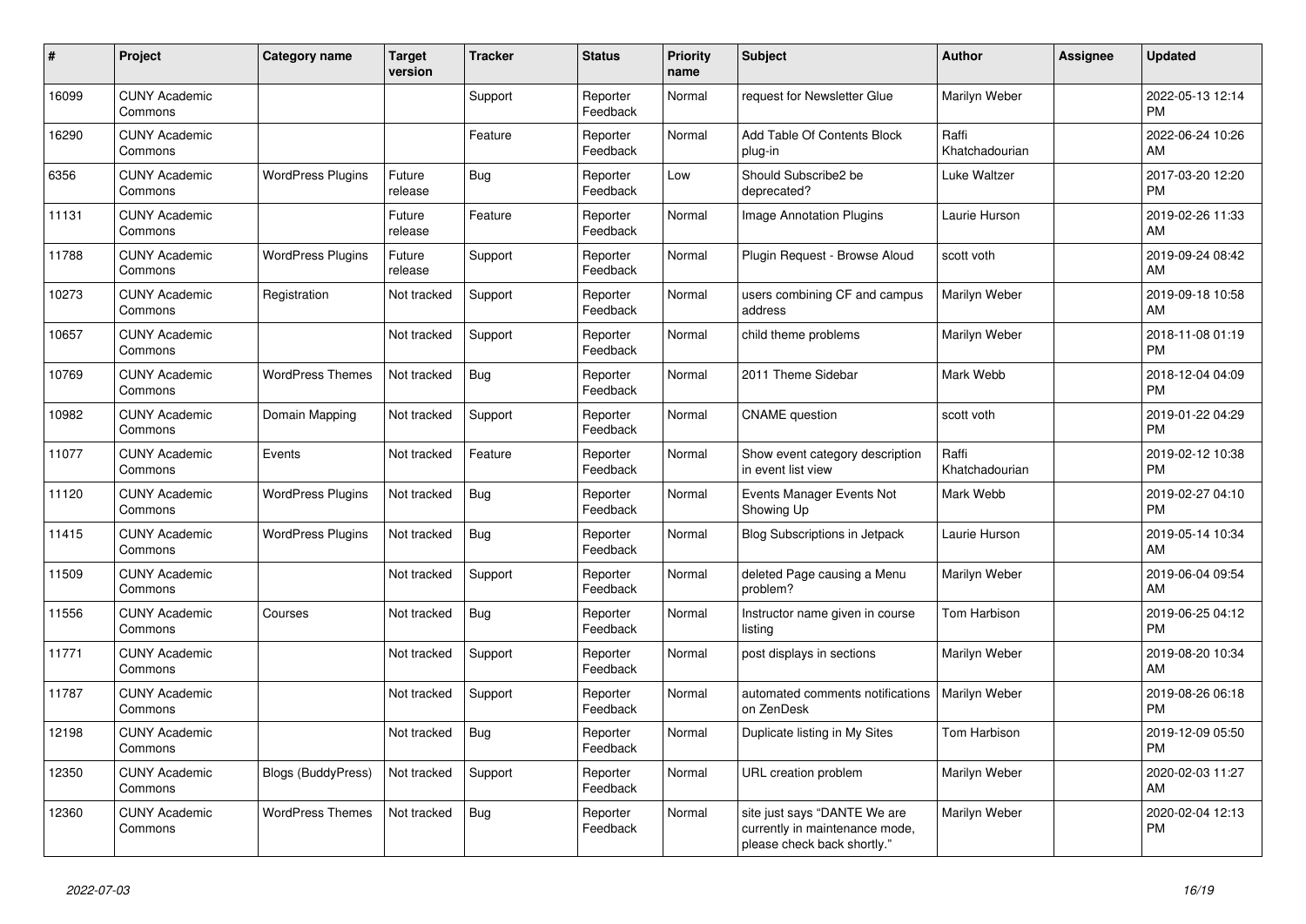| # | Project | Category name | Target version | Tracker | Status | Priority name | Subject | Author | Assignee | Updated |
|---|---|---|---|---|---|---|---|---|---|---|
| 16099 | CUNY Academic Commons | | | Support | Reporter Feedback | Normal | request for Newsletter Glue | Marilyn Weber | | 2022-05-13 12:14 PM |
| 16290 | CUNY Academic Commons | | | Feature | Reporter Feedback | Normal | Add Table Of Contents Block plug-in | Raffi Khatchadourian | | 2022-06-24 10:26 AM |
| 6356 | CUNY Academic Commons | WordPress Plugins | Future release | Bug | Reporter Feedback | Low | Should Subscribe2 be deprecated? | Luke Waltzer | | 2017-03-20 12:20 PM |
| 11131 | CUNY Academic Commons | | Future release | Feature | Reporter Feedback | Normal | Image Annotation Plugins | Laurie Hurson | | 2019-02-26 11:33 AM |
| 11788 | CUNY Academic Commons | WordPress Plugins | Future release | Support | Reporter Feedback | Normal | Plugin Request - Browse Aloud | scott voth | | 2019-09-24 08:42 AM |
| 10273 | CUNY Academic Commons | Registration | Not tracked | Support | Reporter Feedback | Normal | users combining CF and campus address | Marilyn Weber | | 2019-09-18 10:58 AM |
| 10657 | CUNY Academic Commons | | Not tracked | Support | Reporter Feedback | Normal | child theme problems | Marilyn Weber | | 2018-11-08 01:19 PM |
| 10769 | CUNY Academic Commons | WordPress Themes | Not tracked | Bug | Reporter Feedback | Normal | 2011 Theme Sidebar | Mark Webb | | 2018-12-04 04:09 PM |
| 10982 | CUNY Academic Commons | Domain Mapping | Not tracked | Support | Reporter Feedback | Normal | CNAME question | scott voth | | 2019-01-22 04:29 PM |
| 11077 | CUNY Academic Commons | Events | Not tracked | Feature | Reporter Feedback | Normal | Show event category description in event list view | Raffi Khatchadourian | | 2019-02-12 10:38 PM |
| 11120 | CUNY Academic Commons | WordPress Plugins | Not tracked | Bug | Reporter Feedback | Normal | Events Manager Events Not Showing Up | Mark Webb | | 2019-02-27 04:10 PM |
| 11415 | CUNY Academic Commons | WordPress Plugins | Not tracked | Bug | Reporter Feedback | Normal | Blog Subscriptions in Jetpack | Laurie Hurson | | 2019-05-14 10:34 AM |
| 11509 | CUNY Academic Commons | | Not tracked | Support | Reporter Feedback | Normal | deleted Page causing a Menu problem? | Marilyn Weber | | 2019-06-04 09:54 AM |
| 11556 | CUNY Academic Commons | Courses | Not tracked | Bug | Reporter Feedback | Normal | Instructor name given in course listing | Tom Harbison | | 2019-06-25 04:12 PM |
| 11771 | CUNY Academic Commons | | Not tracked | Support | Reporter Feedback | Normal | post displays in sections | Marilyn Weber | | 2019-08-20 10:34 AM |
| 11787 | CUNY Academic Commons | | Not tracked | Support | Reporter Feedback | Normal | automated comments notifications on ZenDesk | Marilyn Weber | | 2019-08-26 06:18 PM |
| 12198 | CUNY Academic Commons | | Not tracked | Bug | Reporter Feedback | Normal | Duplicate listing in My Sites | Tom Harbison | | 2019-12-09 05:50 PM |
| 12350 | CUNY Academic Commons | Blogs (BuddyPress) | Not tracked | Support | Reporter Feedback | Normal | URL creation problem | Marilyn Weber | | 2020-02-03 11:27 AM |
| 12360 | CUNY Academic Commons | WordPress Themes | Not tracked | Bug | Reporter Feedback | Normal | site just says "DANTE We are currently in maintenance mode, please check back shortly." | Marilyn Weber | | 2020-02-04 12:13 PM |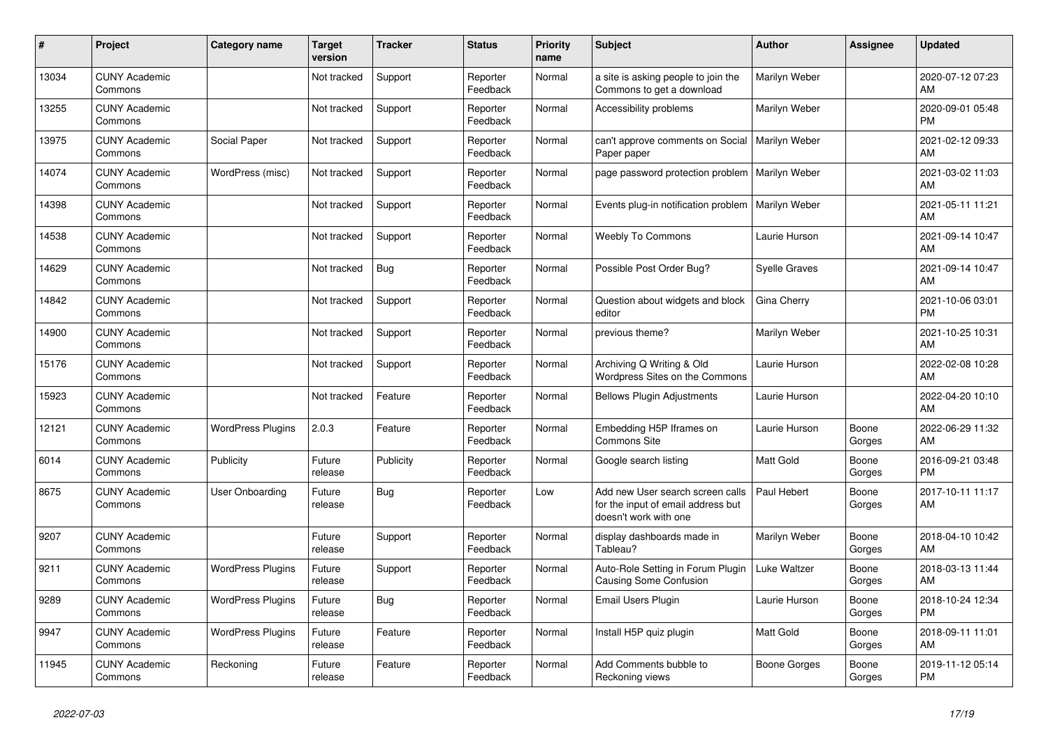| # | Project | Category name | Target version | Tracker | Status | Priority name | Subject | Author | Assignee | Updated |
|---|---|---|---|---|---|---|---|---|---|---|
| 13034 | CUNY Academic Commons | | Not tracked | Support | Reporter Feedback | Normal | a site is asking people to join the Commons to get a download | Marilyn Weber | | 2020-07-12 07:23 AM |
| 13255 | CUNY Academic Commons | | Not tracked | Support | Reporter Feedback | Normal | Accessibility problems | Marilyn Weber | | 2020-09-01 05:48 PM |
| 13975 | CUNY Academic Commons | Social Paper | Not tracked | Support | Reporter Feedback | Normal | can't approve comments on Social Paper paper | Marilyn Weber | | 2021-02-12 09:33 AM |
| 14074 | CUNY Academic Commons | WordPress (misc) | Not tracked | Support | Reporter Feedback | Normal | page password protection problem | Marilyn Weber | | 2021-03-02 11:03 AM |
| 14398 | CUNY Academic Commons | | Not tracked | Support | Reporter Feedback | Normal | Events plug-in notification problem | Marilyn Weber | | 2021-05-11 11:21 AM |
| 14538 | CUNY Academic Commons | | Not tracked | Support | Reporter Feedback | Normal | Weebly To Commons | Laurie Hurson | | 2021-09-14 10:47 AM |
| 14629 | CUNY Academic Commons | | Not tracked | Bug | Reporter Feedback | Normal | Possible Post Order Bug? | Syelle Graves | | 2021-09-14 10:47 AM |
| 14842 | CUNY Academic Commons | | Not tracked | Support | Reporter Feedback | Normal | Question about widgets and block editor | Gina Cherry | | 2021-10-06 03:01 PM |
| 14900 | CUNY Academic Commons | | Not tracked | Support | Reporter Feedback | Normal | previous theme? | Marilyn Weber | | 2021-10-25 10:31 AM |
| 15176 | CUNY Academic Commons | | Not tracked | Support | Reporter Feedback | Normal | Archiving Q Writing & Old Wordpress Sites on the Commons | Laurie Hurson | | 2022-02-08 10:28 AM |
| 15923 | CUNY Academic Commons | | Not tracked | Feature | Reporter Feedback | Normal | Bellows Plugin Adjustments | Laurie Hurson | | 2022-04-20 10:10 AM |
| 12121 | CUNY Academic Commons | WordPress Plugins | 2.0.3 | Feature | Reporter Feedback | Normal | Embedding H5P Iframes on Commons Site | Laurie Hurson | Boone Gorges | 2022-06-29 11:32 AM |
| 6014 | CUNY Academic Commons | Publicity | Future release | Publicity | Reporter Feedback | Normal | Google search listing | Matt Gold | Boone Gorges | 2016-09-21 03:48 PM |
| 8675 | CUNY Academic Commons | User Onboarding | Future release | Bug | Reporter Feedback | Low | Add new User search screen calls for the input of email address but doesn't work with one | Paul Hebert | Boone Gorges | 2017-10-11 11:17 AM |
| 9207 | CUNY Academic Commons | | Future release | Support | Reporter Feedback | Normal | display dashboards made in Tableau? | Marilyn Weber | Boone Gorges | 2018-04-10 10:42 AM |
| 9211 | CUNY Academic Commons | WordPress Plugins | Future release | Support | Reporter Feedback | Normal | Auto-Role Setting in Forum Plugin Causing Some Confusion | Luke Waltzer | Boone Gorges | 2018-03-13 11:44 AM |
| 9289 | CUNY Academic Commons | WordPress Plugins | Future release | Bug | Reporter Feedback | Normal | Email Users Plugin | Laurie Hurson | Boone Gorges | 2018-10-24 12:34 PM |
| 9947 | CUNY Academic Commons | WordPress Plugins | Future release | Feature | Reporter Feedback | Normal | Install H5P quiz plugin | Matt Gold | Boone Gorges | 2018-09-11 11:01 AM |
| 11945 | CUNY Academic Commons | Reckoning | Future release | Feature | Reporter Feedback | Normal | Add Comments bubble to Reckoning views | Boone Gorges | Boone Gorges | 2019-11-12 05:14 PM |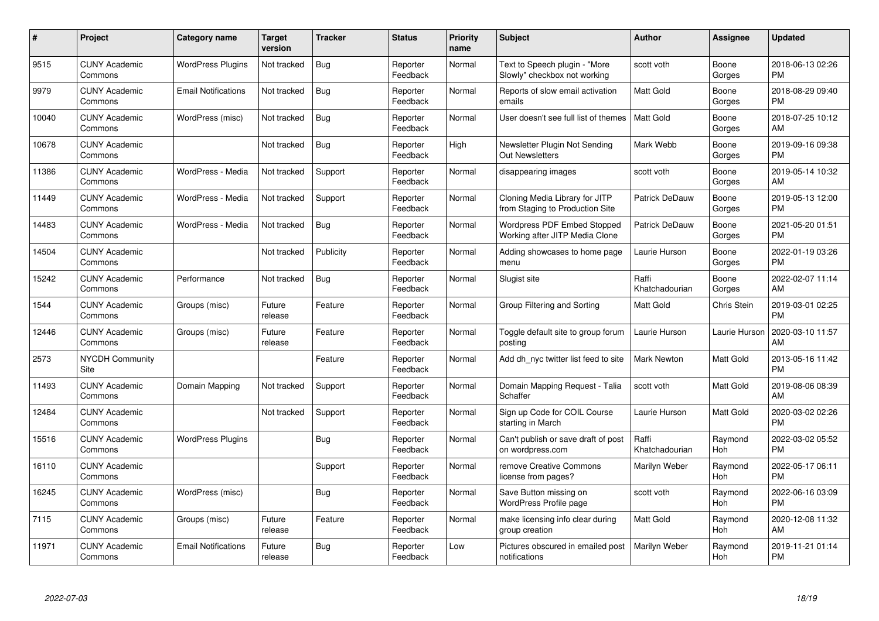| # | Project | Category name | Target version | Tracker | Status | Priority name | Subject | Author | Assignee | Updated |
|---|---|---|---|---|---|---|---|---|---|---|
| 9515 | CUNY Academic Commons | WordPress Plugins | Not tracked | Bug | Reporter Feedback | Normal | Text to Speech plugin - "More Slowly" checkbox not working | scott voth | Boone Gorges | 2018-06-13 02:26 PM |
| 9979 | CUNY Academic Commons | Email Notifications | Not tracked | Bug | Reporter Feedback | Normal | Reports of slow email activation emails | Matt Gold | Boone Gorges | 2018-08-29 09:40 PM |
| 10040 | CUNY Academic Commons | WordPress (misc) | Not tracked | Bug | Reporter Feedback | Normal | User doesn't see full list of themes | Matt Gold | Boone Gorges | 2018-07-25 10:12 AM |
| 10678 | CUNY Academic Commons | | Not tracked | Bug | Reporter Feedback | High | Newsletter Plugin Not Sending Out Newsletters | Mark Webb | Boone Gorges | 2019-09-16 09:38 PM |
| 11386 | CUNY Academic Commons | WordPress - Media | Not tracked | Support | Reporter Feedback | Normal | disappearing images | scott voth | Boone Gorges | 2019-05-14 10:32 AM |
| 11449 | CUNY Academic Commons | WordPress - Media | Not tracked | Support | Reporter Feedback | Normal | Cloning Media Library for JITP from Staging to Production Site | Patrick DeDauw | Boone Gorges | 2019-05-13 12:00 PM |
| 14483 | CUNY Academic Commons | WordPress - Media | Not tracked | Bug | Reporter Feedback | Normal | Wordpress PDF Embed Stopped Working after JITP Media Clone | Patrick DeDauw | Boone Gorges | 2021-05-20 01:51 PM |
| 14504 | CUNY Academic Commons | | Not tracked | Publicity | Reporter Feedback | Normal | Adding showcases to home page menu | Laurie Hurson | Boone Gorges | 2022-01-19 03:26 PM |
| 15242 | CUNY Academic Commons | Performance | Not tracked | Bug | Reporter Feedback | Normal | Slugist site | Raffi Khatchadourian | Boone Gorges | 2022-02-07 11:14 AM |
| 1544 | CUNY Academic Commons | Groups (misc) | Future release | Feature | Reporter Feedback | Normal | Group Filtering and Sorting | Matt Gold | Chris Stein | 2019-03-01 02:25 PM |
| 12446 | CUNY Academic Commons | Groups (misc) | Future release | Feature | Reporter Feedback | Normal | Toggle default site to group forum posting | Laurie Hurson | Laurie Hurson | 2020-03-10 11:57 AM |
| 2573 | NYCDH Community Site | | | Feature | Reporter Feedback | Normal | Add dh_nyc twitter list feed to site | Mark Newton | Matt Gold | 2013-05-16 11:42 PM |
| 11493 | CUNY Academic Commons | Domain Mapping | Not tracked | Support | Reporter Feedback | Normal | Domain Mapping Request - Talia Schaffer | scott voth | Matt Gold | 2019-08-06 08:39 AM |
| 12484 | CUNY Academic Commons | | Not tracked | Support | Reporter Feedback | Normal | Sign up Code for COIL Course starting in March | Laurie Hurson | Matt Gold | 2020-03-02 02:26 PM |
| 15516 | CUNY Academic Commons | WordPress Plugins | | Bug | Reporter Feedback | Normal | Can't publish or save draft of post on wordpress.com | Raffi Khatchadourian | Raymond Hoh | 2022-03-02 05:52 PM |
| 16110 | CUNY Academic Commons | | | Support | Reporter Feedback | Normal | remove Creative Commons license from pages? | Marilyn Weber | Raymond Hoh | 2022-05-17 06:11 PM |
| 16245 | CUNY Academic Commons | WordPress (misc) | | Bug | Reporter Feedback | Normal | Save Button missing on WordPress Profile page | scott voth | Raymond Hoh | 2022-06-16 03:09 PM |
| 7115 | CUNY Academic Commons | Groups (misc) | Future release | Feature | Reporter Feedback | Normal | make licensing info clear during group creation | Matt Gold | Raymond Hoh | 2020-12-08 11:32 AM |
| 11971 | CUNY Academic Commons | Email Notifications | Future release | Bug | Reporter Feedback | Low | Pictures obscured in emailed post notifications | Marilyn Weber | Raymond Hoh | 2019-11-21 01:14 PM |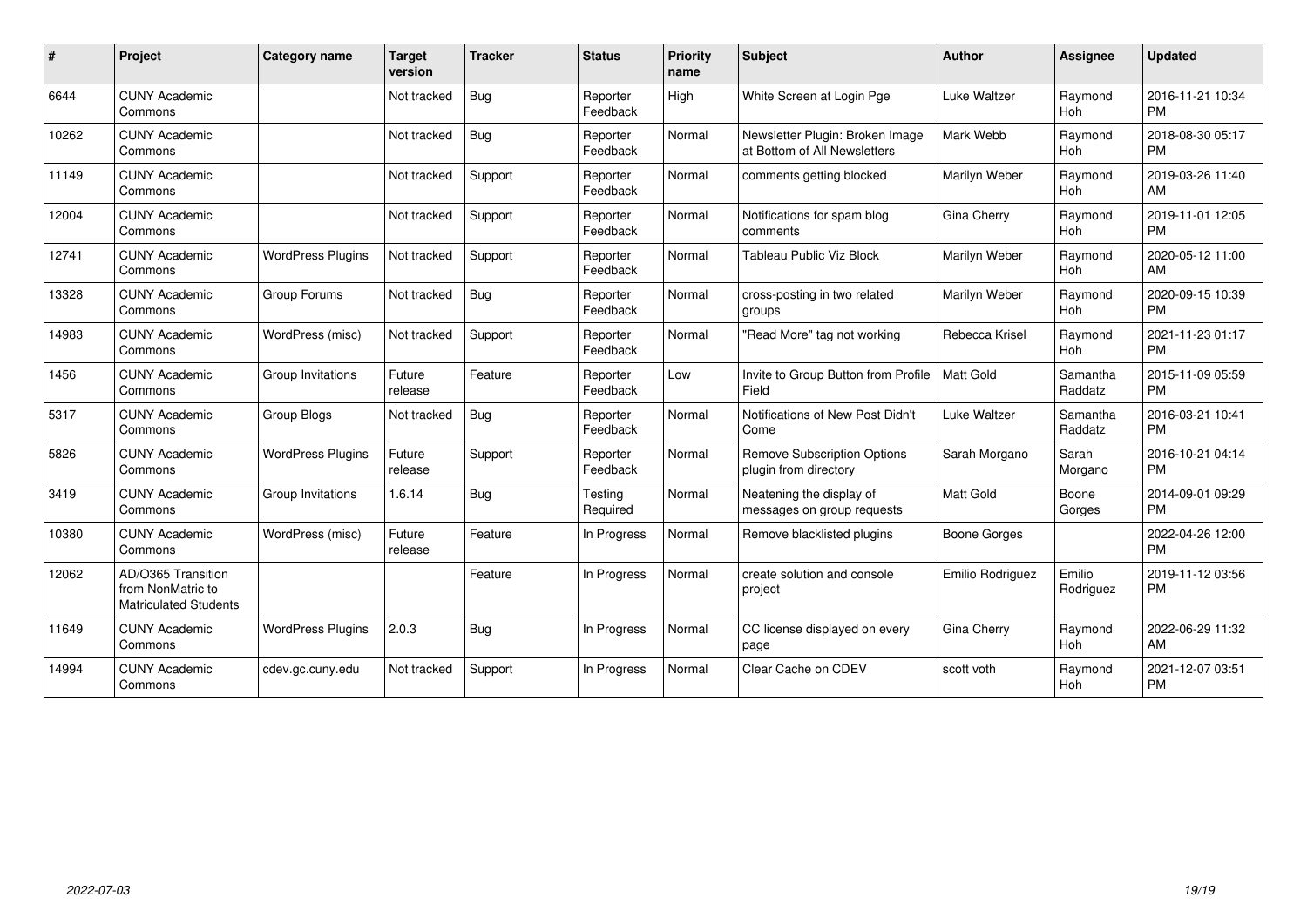| # | Project | Category name | Target version | Tracker | Status | Priority name | Subject | Author | Assignee | Updated |
|---|---|---|---|---|---|---|---|---|---|---|
| 6644 | CUNY Academic Commons | | Not tracked | Bug | Reporter Feedback | High | White Screen at Login Pge | Luke Waltzer | Raymond Hoh | 2016-11-21 10:34 PM |
| 10262 | CUNY Academic Commons | | Not tracked | Bug | Reporter Feedback | Normal | Newsletter Plugin: Broken Image at Bottom of All Newsletters | Mark Webb | Raymond Hoh | 2018-08-30 05:17 PM |
| 11149 | CUNY Academic Commons | | Not tracked | Support | Reporter Feedback | Normal | comments getting blocked | Marilyn Weber | Raymond Hoh | 2019-03-26 11:40 AM |
| 12004 | CUNY Academic Commons | | Not tracked | Support | Reporter Feedback | Normal | Notifications for spam blog comments | Gina Cherry | Raymond Hoh | 2019-11-01 12:05 PM |
| 12741 | CUNY Academic Commons | WordPress Plugins | Not tracked | Support | Reporter Feedback | Normal | Tableau Public Viz Block | Marilyn Weber | Raymond Hoh | 2020-05-12 11:00 AM |
| 13328 | CUNY Academic Commons | Group Forums | Not tracked | Bug | Reporter Feedback | Normal | cross-posting in two related groups | Marilyn Weber | Raymond Hoh | 2020-09-15 10:39 PM |
| 14983 | CUNY Academic Commons | WordPress (misc) | Not tracked | Support | Reporter Feedback | Normal | "Read More" tag not working | Rebecca Krisel | Raymond Hoh | 2021-11-23 01:17 PM |
| 1456 | CUNY Academic Commons | Group Invitations | Future release | Feature | Reporter Feedback | Low | Invite to Group Button from Profile Field | Matt Gold | Samantha Raddatz | 2015-11-09 05:59 PM |
| 5317 | CUNY Academic Commons | Group Blogs | Not tracked | Bug | Reporter Feedback | Normal | Notifications of New Post Didn't Come | Luke Waltzer | Samantha Raddatz | 2016-03-21 10:41 PM |
| 5826 | CUNY Academic Commons | WordPress Plugins | Future release | Support | Reporter Feedback | Normal | Remove Subscription Options plugin from directory | Sarah Morgano | Sarah Morgano | 2016-10-21 04:14 PM |
| 3419 | CUNY Academic Commons | Group Invitations | 1.6.14 | Bug | Testing Required | Normal | Neatening the display of messages on group requests | Matt Gold | Boone Gorges | 2014-09-01 09:29 PM |
| 10380 | CUNY Academic Commons | WordPress (misc) | Future release | Feature | In Progress | Normal | Remove blacklisted plugins | Boone Gorges | | 2022-04-26 12:00 PM |
| 12062 | AD/O365 Transition from NonMatric to Matriculated Students | | | Feature | In Progress | Normal | create solution and console project | Emilio Rodriguez | Emilio Rodriguez | 2019-11-12 03:56 PM |
| 11649 | CUNY Academic Commons | WordPress Plugins | 2.0.3 | Bug | In Progress | Normal | CC license displayed on every page | Gina Cherry | Raymond Hoh | 2022-06-29 11:32 AM |
| 14994 | CUNY Academic Commons | cdev.gc.cuny.edu | Not tracked | Support | In Progress | Normal | Clear Cache on CDEV | scott voth | Raymond Hoh | 2021-12-07 03:51 PM |